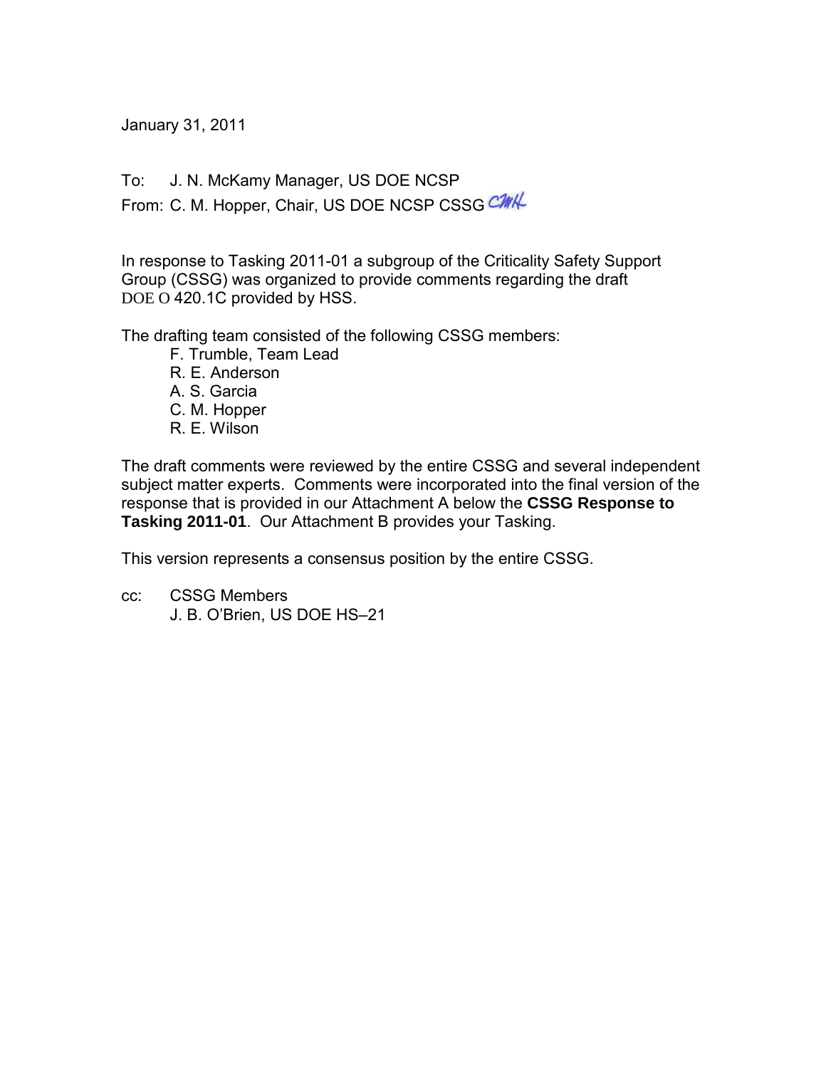January 31, 2011

To: J. N. McKamy Manager, US DOE NCSP

From: C. M. Hopper, Chair, US DOE NCSP CSSG *CMH*

In response to Tasking 2011-01 a subgroup of the Criticality Safety Support Group (CSSG) was organized to provide comments regarding the draft DOE O 420.1C provided by HSS.

The drafting team consisted of the following CSSG members:

- F. Trumble, Team Lead
- R. E. Anderson
- A. S. Garcia
- C. M. Hopper
- R. E. Wilson

The draft comments were reviewed by the entire CSSG and several independent subject matter experts. Comments were incorporated into the final version of the response that is provided in our Attachment A below the **CSSG Response to Tasking 2011-01**. Our Attachment B provides your Tasking.

This version represents a consensus position by the entire CSSG.

cc: CSSG Members
J. B. O'Brien, US DOE HS–21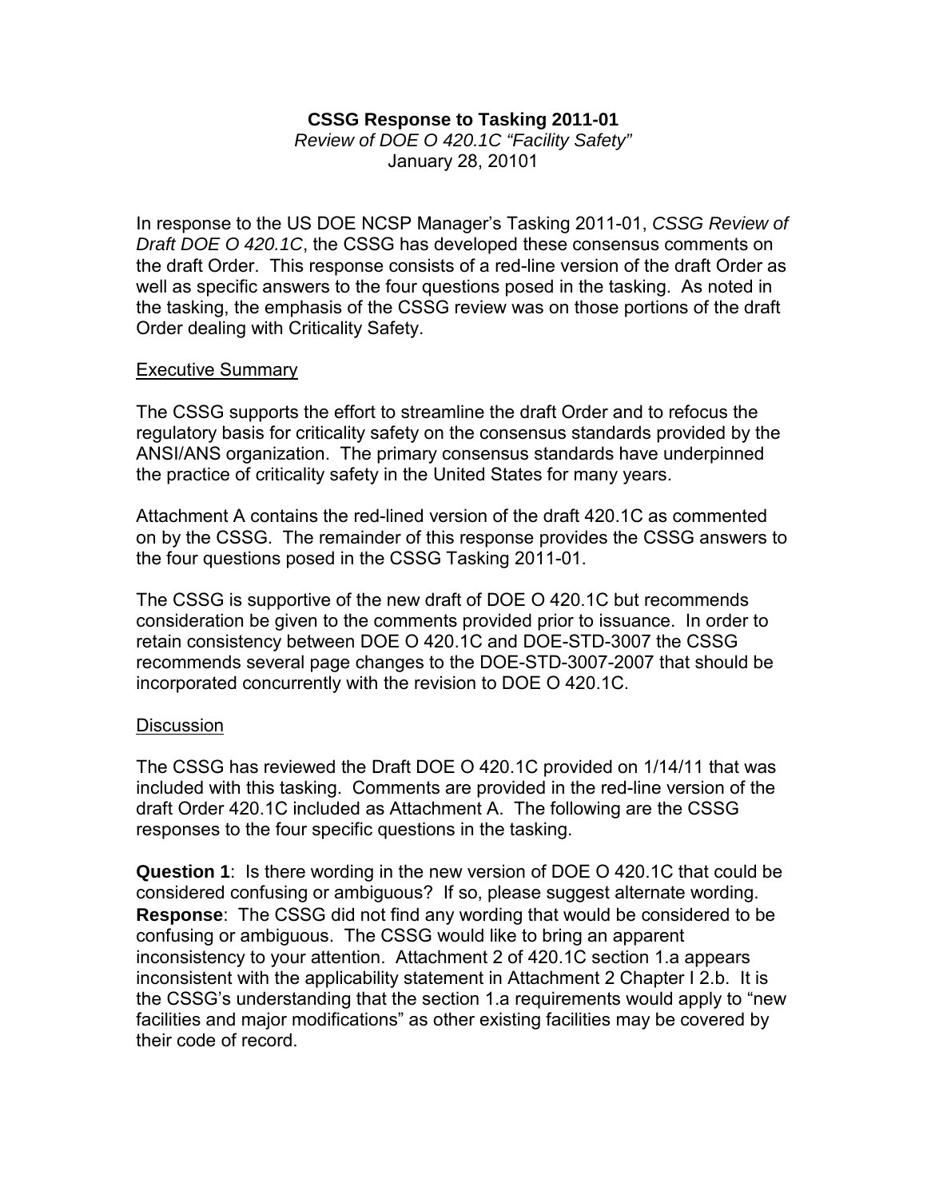**CSSG Response to Tasking 2011-01**

*Review of DOE O 420.1C "Facility Safety"*

January 28, 20101

In response to the US DOE NCSP Manager's Tasking 2011-01, *CSSG Review of Draft DOE O 420.1C*, the CSSG has developed these consensus comments on the draft Order. This response consists of a red-line version of the draft Order as well as specific answers to the four questions posed in the tasking. As noted in the tasking, the emphasis of the CSSG review was on those portions of the draft Order dealing with Criticality Safety.

## Executive Summary

The CSSG supports the effort to streamline the draft Order and to refocus the regulatory basis for criticality safety on the consensus standards provided by the ANSI/ANS organization. The primary consensus standards have underpinned the practice of criticality safety in the United States for many years.

Attachment A contains the red-lined version of the draft 420.1C as commented on by the CSSG. The remainder of this response provides the CSSG answers to the four questions posed in the CSSG Tasking 2011-01.

The CSSG is supportive of the new draft of DOE O 420.1C but recommends consideration be given to the comments provided prior to issuance. In order to retain consistency between DOE O 420.1C and DOE-STD-3007 the CSSG recommends several page changes to the DOE-STD-3007-2007 that should be incorporated concurrently with the revision to DOE O 420.1C.

## Discussion

The CSSG has reviewed the Draft DOE O 420.1C provided on 1/14/11 that was included with this tasking. Comments are provided in the red-line version of the draft Order 420.1C included as Attachment A. The following are the CSSG responses to the four specific questions in the tasking.

**Question 1**: Is there wording in the new version of DOE O 420.1C that could be considered confusing or ambiguous? If so, please suggest alternate wording.

**Response**: The CSSG did not find any wording that would be considered to be confusing or ambiguous. The CSSG would like to bring an apparent inconsistency to your attention. Attachment 2 of 420.1C section 1.a appears inconsistent with the applicability statement in Attachment 2 Chapter I 2.b. It is the CSSG's understanding that the section 1.a requirements would apply to "new facilities and major modifications" as other existing facilities may be covered by their code of record.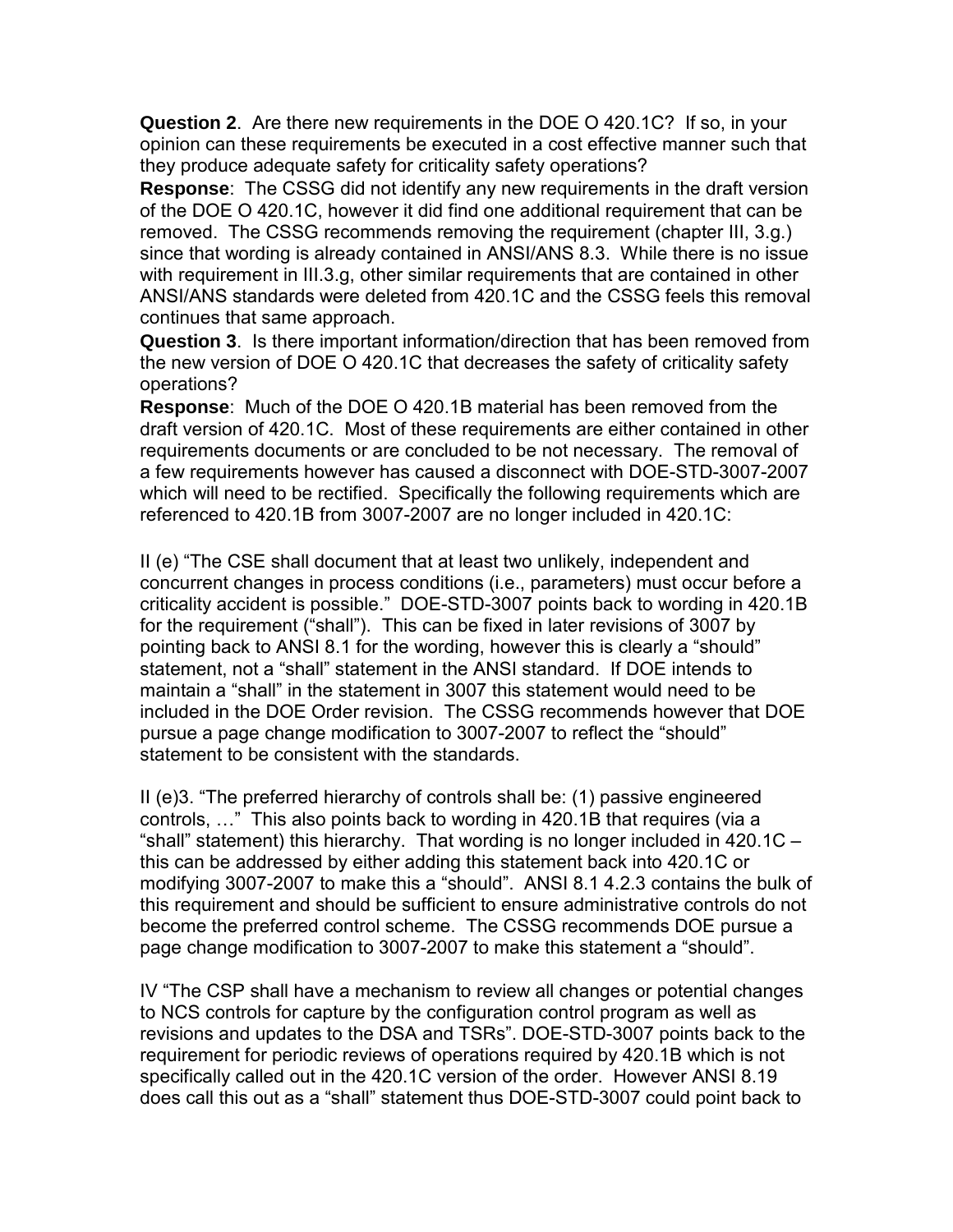**Question 2**. Are there new requirements in the DOE O 420.1C? If so, in your opinion can these requirements be executed in a cost effective manner such that they produce adequate safety for criticality safety operations?

**Response**: The CSSG did not identify any new requirements in the draft version of the DOE O 420.1C, however it did find one additional requirement that can be removed. The CSSG recommends removing the requirement (chapter III, 3.g.) since that wording is already contained in ANSI/ANS 8.3. While there is no issue with requirement in III.3.g, other similar requirements that are contained in other ANSI/ANS standards were deleted from 420.1C and the CSSG feels this removal continues that same approach.

**Question 3**. Is there important information/direction that has been removed from the new version of DOE O 420.1C that decreases the safety of criticality safety operations?

**Response**: Much of the DOE O 420.1B material has been removed from the draft version of 420.1C. Most of these requirements are either contained in other requirements documents or are concluded to be not necessary. The removal of a few requirements however has caused a disconnect with DOE-STD-3007-2007 which will need to be rectified. Specifically the following requirements which are referenced to 420.1B from 3007-2007 are no longer included in 420.1C:

II (e) "The CSE shall document that at least two unlikely, independent and concurrent changes in process conditions (i.e., parameters) must occur before a criticality accident is possible." DOE-STD-3007 points back to wording in 420.1B for the requirement ("shall"). This can be fixed in later revisions of 3007 by pointing back to ANSI 8.1 for the wording, however this is clearly a "should" statement, not a "shall" statement in the ANSI standard. If DOE intends to maintain a "shall" in the statement in 3007 this statement would need to be included in the DOE Order revision. The CSSG recommends however that DOE pursue a page change modification to 3007-2007 to reflect the "should" statement to be consistent with the standards.

II (e)3. "The preferred hierarchy of controls shall be: (1) passive engineered controls, …" This also points back to wording in 420.1B that requires (via a "shall" statement) this hierarchy. That wording is no longer included in 420.1C – this can be addressed by either adding this statement back into 420.1C or modifying 3007-2007 to make this a "should". ANSI 8.1 4.2.3 contains the bulk of this requirement and should be sufficient to ensure administrative controls do not become the preferred control scheme. The CSSG recommends DOE pursue a page change modification to 3007-2007 to make this statement a "should".

IV "The CSP shall have a mechanism to review all changes or potential changes to NCS controls for capture by the configuration control program as well as revisions and updates to the DSA and TSRs". DOE-STD-3007 points back to the requirement for periodic reviews of operations required by 420.1B which is not specifically called out in the 420.1C version of the order. However ANSI 8.19 does call this out as a "shall" statement thus DOE-STD-3007 could point back to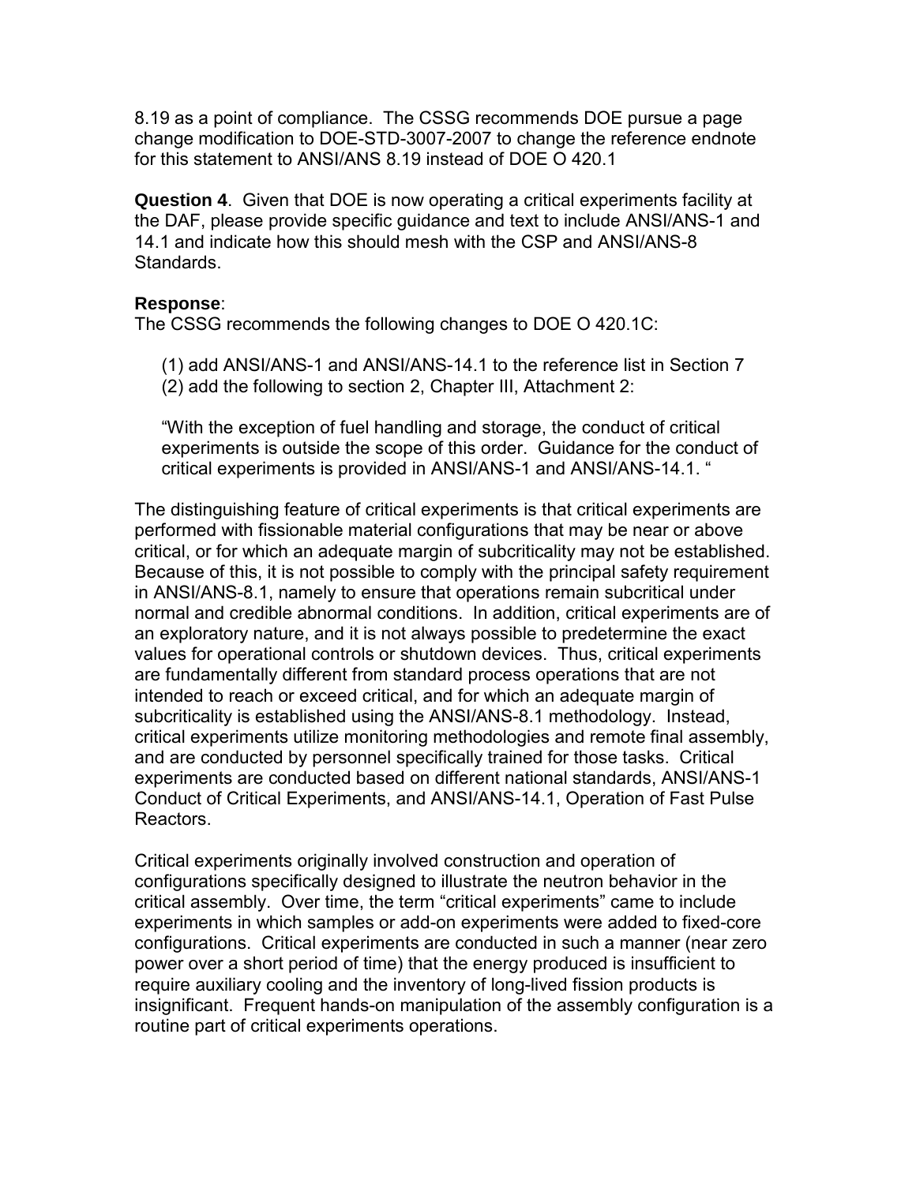8.19 as a point of compliance. The CSSG recommends DOE pursue a page change modification to DOE-STD-3007-2007 to change the reference endnote for this statement to ANSI/ANS 8.19 instead of DOE O 420.1

**Question 4**. Given that DOE is now operating a critical experiments facility at the DAF, please provide specific guidance and text to include ANSI/ANS-1 and 14.1 and indicate how this should mesh with the CSP and ANSI/ANS-8 Standards.

**Response**:
The CSSG recommends the following changes to DOE O 420.1C:

(1) add ANSI/ANS-1 and ANSI/ANS-14.1 to the reference list in Section 7
(2) add the following to section 2, Chapter III, Attachment 2:

"With the exception of fuel handling and storage, the conduct of critical experiments is outside the scope of this order. Guidance for the conduct of critical experiments is provided in ANSI/ANS-1 and ANSI/ANS-14.1. "

The distinguishing feature of critical experiments is that critical experiments are performed with fissionable material configurations that may be near or above critical, or for which an adequate margin of subcriticality may not be established. Because of this, it is not possible to comply with the principal safety requirement in ANSI/ANS-8.1, namely to ensure that operations remain subcritical under normal and credible abnormal conditions. In addition, critical experiments are of an exploratory nature, and it is not always possible to predetermine the exact values for operational controls or shutdown devices. Thus, critical experiments are fundamentally different from standard process operations that are not intended to reach or exceed critical, and for which an adequate margin of subcriticality is established using the ANSI/ANS-8.1 methodology. Instead, critical experiments utilize monitoring methodologies and remote final assembly, and are conducted by personnel specifically trained for those tasks. Critical experiments are conducted based on different national standards, ANSI/ANS-1 Conduct of Critical Experiments, and ANSI/ANS-14.1, Operation of Fast Pulse Reactors.

Critical experiments originally involved construction and operation of configurations specifically designed to illustrate the neutron behavior in the critical assembly. Over time, the term "critical experiments" came to include experiments in which samples or add-on experiments were added to fixed-core configurations. Critical experiments are conducted in such a manner (near zero power over a short period of time) that the energy produced is insufficient to require auxiliary cooling and the inventory of long-lived fission products is insignificant. Frequent hands-on manipulation of the assembly configuration is a routine part of critical experiments operations.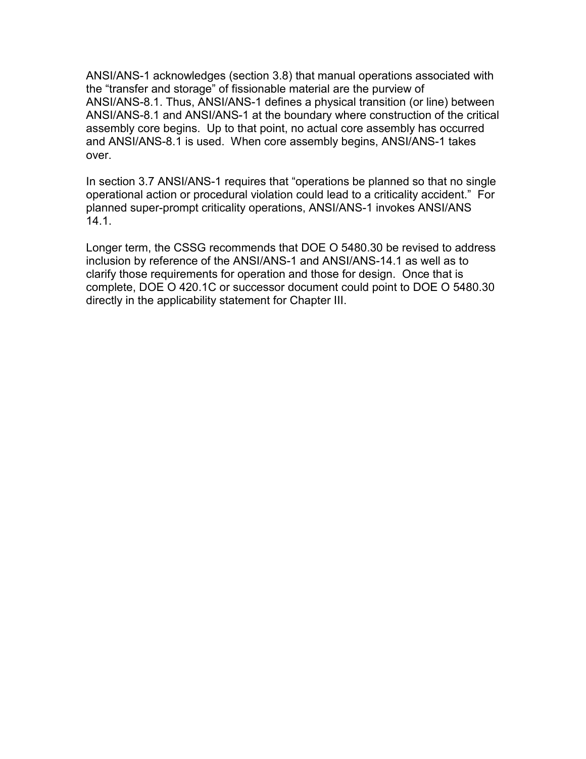ANSI/ANS-1 acknowledges (section 3.8) that manual operations associated with the “transfer and storage” of fissionable material are the purview of ANSI/ANS-8.1. Thus, ANSI/ANS-1 defines a physical transition (or line) between ANSI/ANS-8.1 and ANSI/ANS-1 at the boundary where construction of the critical assembly core begins. Up to that point, no actual core assembly has occurred and ANSI/ANS-8.1 is used. When core assembly begins, ANSI/ANS-1 takes over.

In section 3.7 ANSI/ANS-1 requires that “operations be planned so that no single operational action or procedural violation could lead to a criticality accident.” For planned super-prompt criticality operations, ANSI/ANS-1 invokes ANSI/ANS 14.1.

Longer term, the CSSG recommends that DOE O 5480.30 be revised to address inclusion by reference of the ANSI/ANS-1 and ANSI/ANS-14.1 as well as to clarify those requirements for operation and those for design. Once that is complete, DOE O 420.1C or successor document could point to DOE O 5480.30 directly in the applicability statement for Chapter III.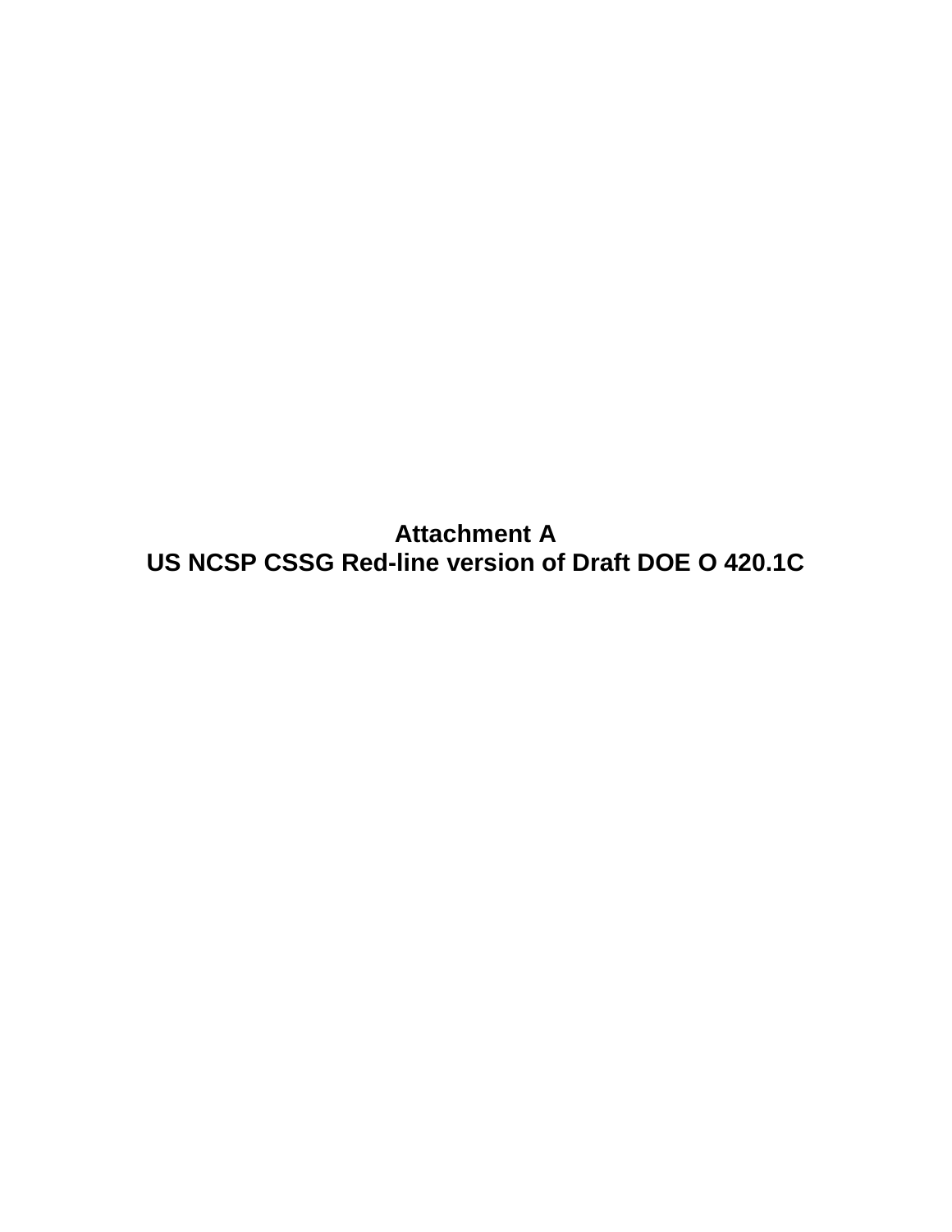# Attachment A
# US NCSP CSSG Red-line version of Draft DOE O 420.1C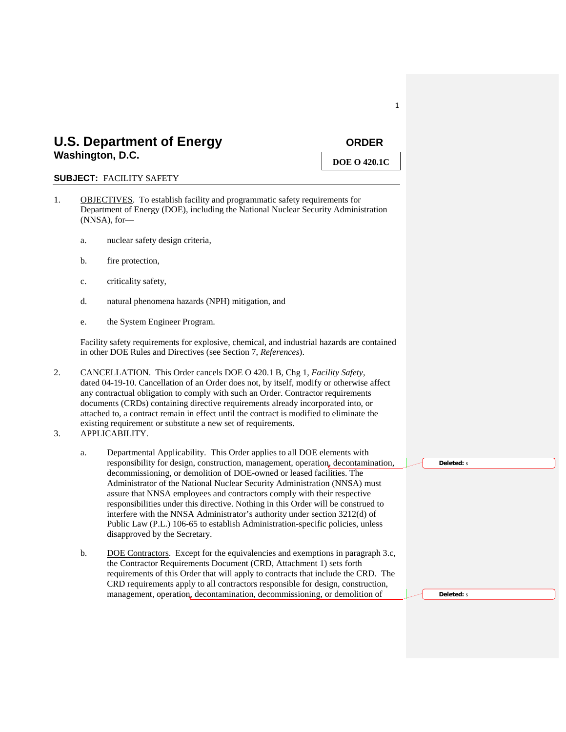# U.S. Department of Energy
## Washington, D.C.

**ORDER**

**DOE O 420.1C**

**SUBJECT:** FACILITY SAFETY

1. OBJECTIVES. To establish facility and programmatic safety requirements for Department of Energy (DOE), including the National Nuclear Security Administration (NNSA), for—

   a. nuclear safety design criteria,

   b. fire protection,

   c. criticality safety,

   d. natural phenomena hazards (NPH) mitigation, and

   e. the System Engineer Program.

   Facility safety requirements for explosive, chemical, and industrial hazards are contained in other DOE Rules and Directives (see Section 7, *References*).

2. CANCELLATION. This Order cancels DOE O 420.1 B, Chg 1, *Facility Safety*, dated 04-19-10. Cancellation of an Order does not, by itself, modify or otherwise affect any contractual obligation to comply with such an Order. Contractor requirements documents (CRDs) containing directive requirements already incorporated into, or attached to, a contract remain in effect until the contract is modified to eliminate the existing requirement or substitute a new set of requirements.

3. APPLICABILITY.

   a. Departmental Applicability. This Order applies to all DOE elements with responsibility for design, construction, management, operation, decontamination, decommissioning, or demolition of DOE-owned or leased facilities. The Administrator of the National Nuclear Security Administration (NNSA) must assure that NNSA employees and contractors comply with their respective responsibilities under this directive. Nothing in this Order will be construed to interfere with the NNSA Administrator's authority under section 3212(d) of Public Law (P.L.) 106-65 to establish Administration-specific policies, unless disapproved by the Secretary.

   b. DOE Contractors. Except for the equivalencies and exemptions in paragraph 3.c, the Contractor Requirements Document (CRD, Attachment 1) sets forth requirements of this Order that will apply to contracts that include the CRD. The CRD requirements apply to all contractors responsible for design, construction, management, operation, decontamination, decommissioning, or demolition of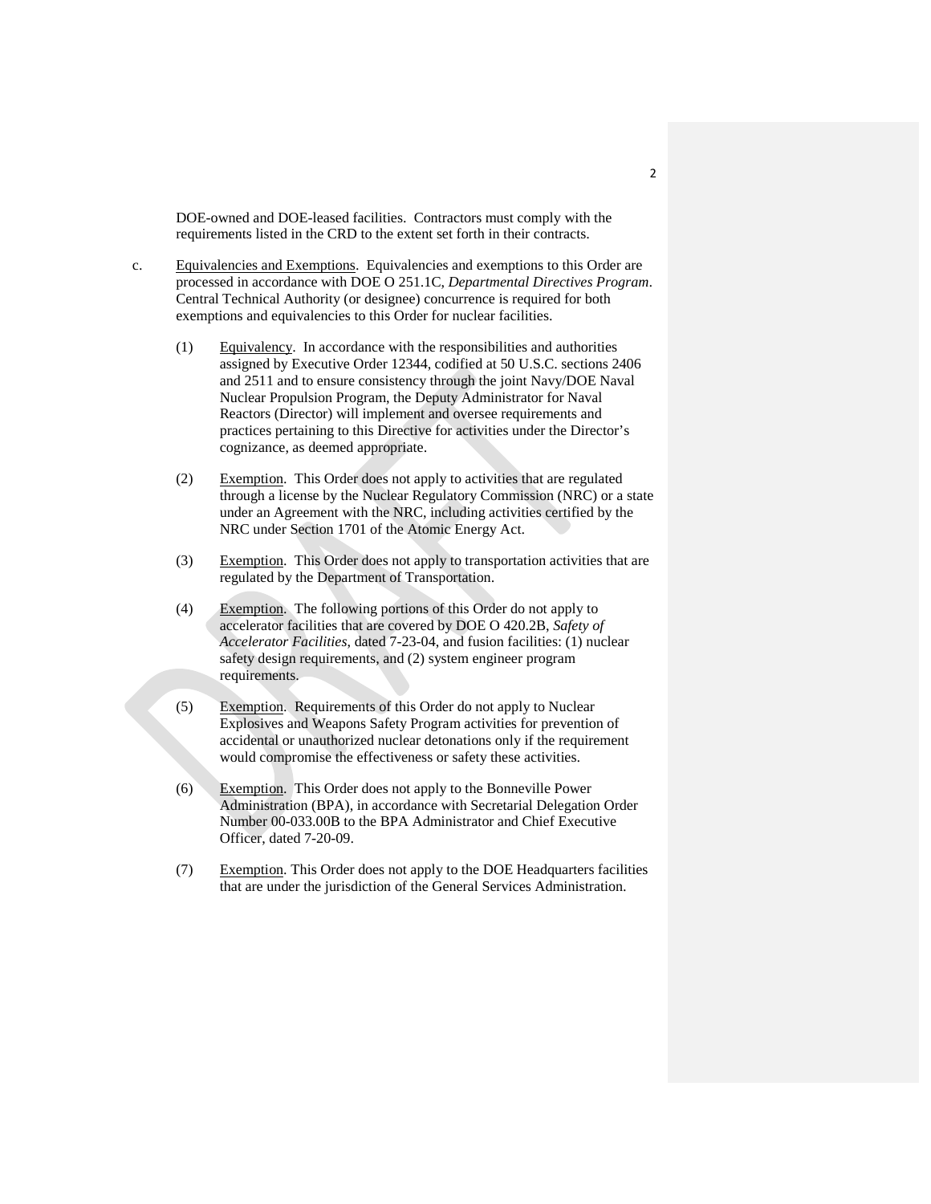DOE-owned and DOE-leased facilities. Contractors must comply with the requirements listed in the CRD to the extent set forth in their contracts.

c. Equivalencies and Exemptions. Equivalencies and exemptions to this Order are processed in accordance with DOE O 251.1C, *Departmental Directives Program*. Central Technical Authority (or designee) concurrence is required for both exemptions and equivalencies to this Order for nuclear facilities.

(1) Equivalency. In accordance with the responsibilities and authorities assigned by Executive Order 12344, codified at 50 U.S.C. sections 2406 and 2511 and to ensure consistency through the joint Navy/DOE Naval Nuclear Propulsion Program, the Deputy Administrator for Naval Reactors (Director) will implement and oversee requirements and practices pertaining to this Directive for activities under the Director's cognizance, as deemed appropriate.

(2) Exemption. This Order does not apply to activities that are regulated through a license by the Nuclear Regulatory Commission (NRC) or a state under an Agreement with the NRC, including activities certified by the NRC under Section 1701 of the Atomic Energy Act.

(3) Exemption. This Order does not apply to transportation activities that are regulated by the Department of Transportation.

(4) Exemption. The following portions of this Order do not apply to accelerator facilities that are covered by DOE O 420.2B, *Safety of Accelerator Facilities*, dated 7-23-04, and fusion facilities: (1) nuclear safety design requirements, and (2) system engineer program requirements.

(5) Exemption. Requirements of this Order do not apply to Nuclear Explosives and Weapons Safety Program activities for prevention of accidental or unauthorized nuclear detonations only if the requirement would compromise the effectiveness or safety these activities.

(6) Exemption. This Order does not apply to the Bonneville Power Administration (BPA), in accordance with Secretarial Delegation Order Number 00-033.00B to the BPA Administrator and Chief Executive Officer, dated 7-20-09.

(7) Exemption. This Order does not apply to the DOE Headquarters facilities that are under the jurisdiction of the General Services Administration.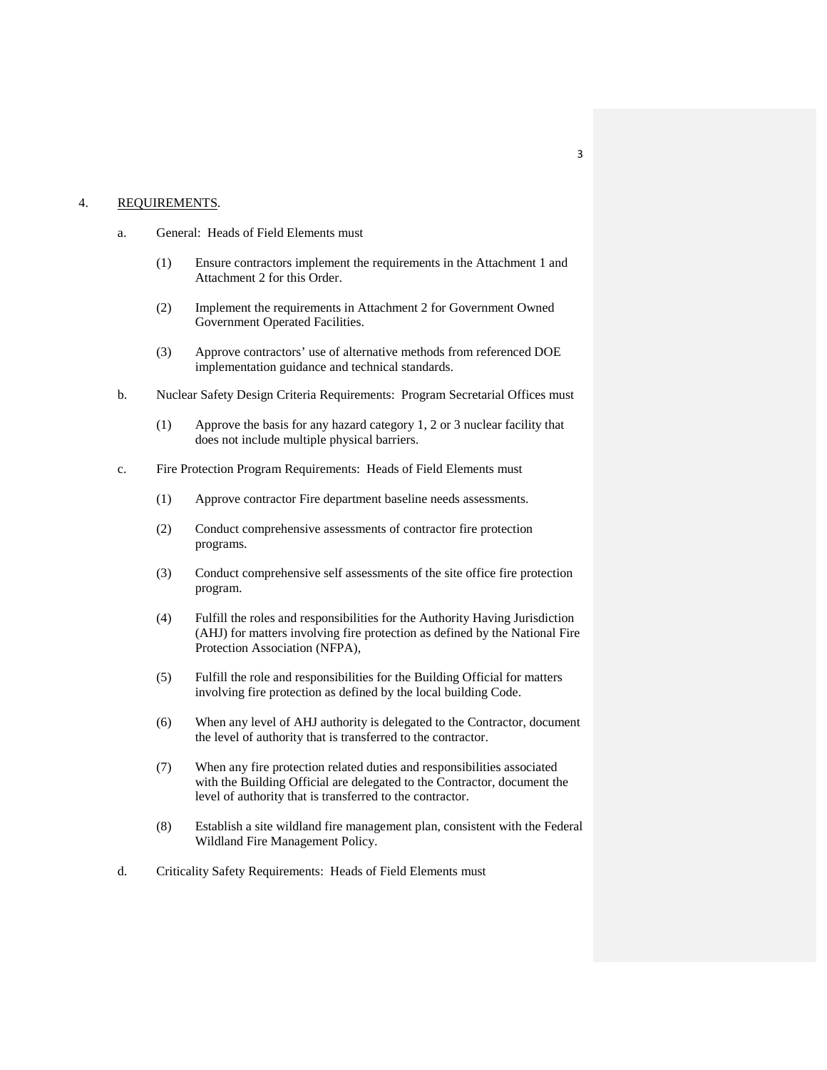4. REQUIREMENTS.

a. General: Heads of Field Elements must

(1) Ensure contractors implement the requirements in the Attachment 1 and Attachment 2 for this Order.

(2) Implement the requirements in Attachment 2 for Government Owned Government Operated Facilities.

(3) Approve contractors' use of alternative methods from referenced DOE implementation guidance and technical standards.

b. Nuclear Safety Design Criteria Requirements: Program Secretarial Offices must

(1) Approve the basis for any hazard category 1, 2 or 3 nuclear facility that does not include multiple physical barriers.

c. Fire Protection Program Requirements: Heads of Field Elements must

(1) Approve contractor Fire department baseline needs assessments.

(2) Conduct comprehensive assessments of contractor fire protection programs.

(3) Conduct comprehensive self assessments of the site office fire protection program.

(4) Fulfill the roles and responsibilities for the Authority Having Jurisdiction (AHJ) for matters involving fire protection as defined by the National Fire Protection Association (NFPA),

(5) Fulfill the role and responsibilities for the Building Official for matters involving fire protection as defined by the local building Code.

(6) When any level of AHJ authority is delegated to the Contractor, document the level of authority that is transferred to the contractor.

(7) When any fire protection related duties and responsibilities associated with the Building Official are delegated to the Contractor, document the level of authority that is transferred to the contractor.

(8) Establish a site wildland fire management plan, consistent with the Federal Wildland Fire Management Policy.

d. Criticality Safety Requirements: Heads of Field Elements must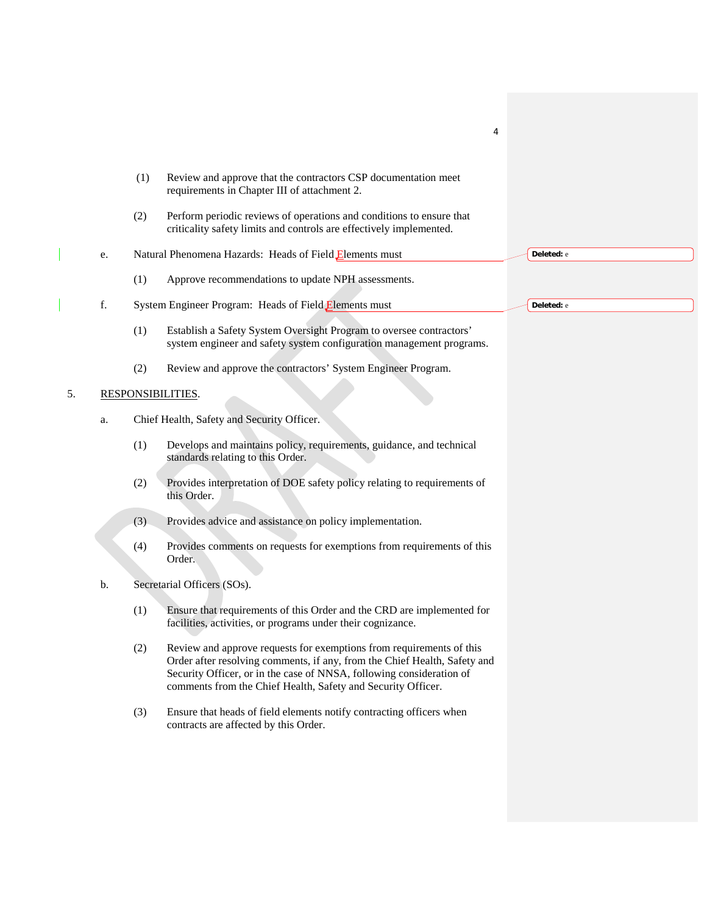(1) Review and approve that the contractors CSP documentation meet requirements in Chapter III of attachment 2.

(2) Perform periodic reviews of operations and conditions to ensure that criticality safety limits and controls are effectively implemented.

e. Natural Phenomena Hazards: Heads of Field Elements must

(1) Approve recommendations to update NPH assessments.

f. System Engineer Program: Heads of Field Elements must

(1) Establish a Safety System Oversight Program to oversee contractors' system engineer and safety system configuration management programs.

(2) Review and approve the contractors' System Engineer Program.

5. RESPONSIBILITIES.

a. Chief Health, Safety and Security Officer.

(1) Develops and maintains policy, requirements, guidance, and technical standards relating to this Order.

(2) Provides interpretation of DOE safety policy relating to requirements of this Order.

(3) Provides advice and assistance on policy implementation.

(4) Provides comments on requests for exemptions from requirements of this Order.

b. Secretarial Officers (SOs).

(1) Ensure that requirements of this Order and the CRD are implemented for facilities, activities, or programs under their cognizance.

(2) Review and approve requests for exemptions from requirements of this Order after resolving comments, if any, from the Chief Health, Safety and Security Officer, or in the case of NNSA, following consideration of comments from the Chief Health, Safety and Security Officer.

(3) Ensure that heads of field elements notify contracting officers when contracts are affected by this Order.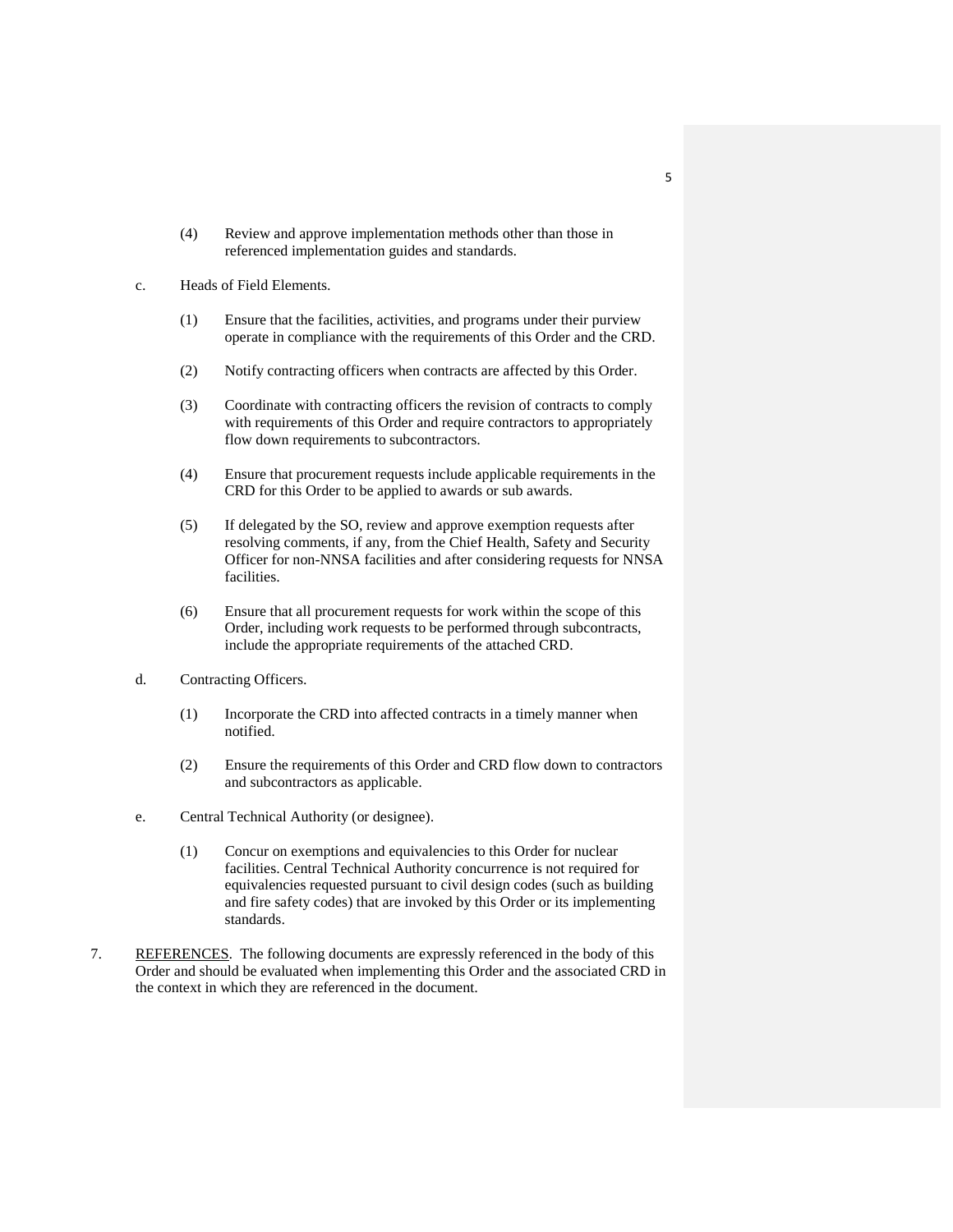(4) Review and approve implementation methods other than those in referenced implementation guides and standards.

c. Heads of Field Elements.

(1) Ensure that the facilities, activities, and programs under their purview operate in compliance with the requirements of this Order and the CRD.

(2) Notify contracting officers when contracts are affected by this Order.

(3) Coordinate with contracting officers the revision of contracts to comply with requirements of this Order and require contractors to appropriately flow down requirements to subcontractors.

(4) Ensure that procurement requests include applicable requirements in the CRD for this Order to be applied to awards or sub awards.

(5) If delegated by the SO, review and approve exemption requests after resolving comments, if any, from the Chief Health, Safety and Security Officer for non-NNSA facilities and after considering requests for NNSA facilities.

(6) Ensure that all procurement requests for work within the scope of this Order, including work requests to be performed through subcontracts, include the appropriate requirements of the attached CRD.

d. Contracting Officers.

(1) Incorporate the CRD into affected contracts in a timely manner when notified.

(2) Ensure the requirements of this Order and CRD flow down to contractors and subcontractors as applicable.

e. Central Technical Authority (or designee).

(1) Concur on exemptions and equivalencies to this Order for nuclear facilities. Central Technical Authority concurrence is not required for equivalencies requested pursuant to civil design codes (such as building and fire safety codes) that are invoked by this Order or its implementing standards.

7. REFERENCES. The following documents are expressly referenced in the body of this Order and should be evaluated when implementing this Order and the associated CRD in the context in which they are referenced in the document.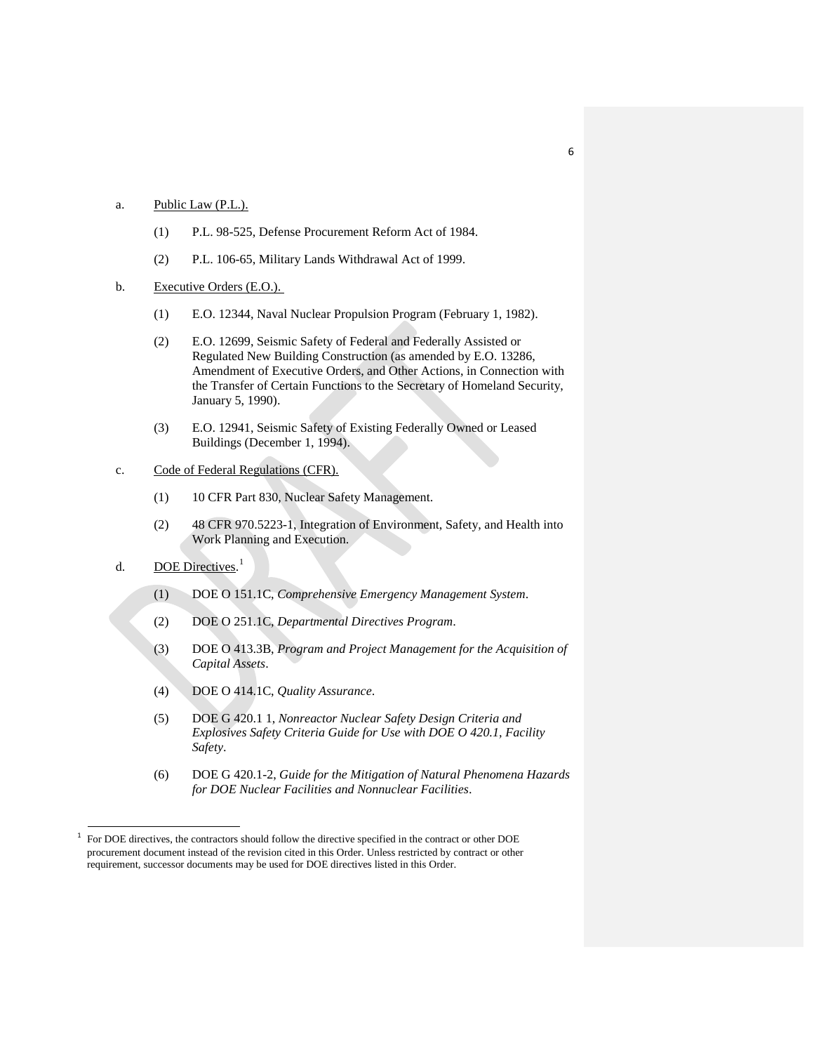a. Public Law (P.L.).

   (1) P.L. 98-525, Defense Procurement Reform Act of 1984.

   (2) P.L. 106-65, Military Lands Withdrawal Act of 1999.

b. Executive Orders (E.O.).

   (1) E.O. 12344, Naval Nuclear Propulsion Program (February 1, 1982).

   (2) E.O. 12699, Seismic Safety of Federal and Federally Assisted or Regulated New Building Construction (as amended by E.O. 13286, Amendment of Executive Orders, and Other Actions, in Connection with the Transfer of Certain Functions to the Secretary of Homeland Security, January 5, 1990).

   (3) E.O. 12941, Seismic Safety of Existing Federally Owned or Leased Buildings (December 1, 1994).

c. Code of Federal Regulations (CFR).

   (1) 10 CFR Part 830, Nuclear Safety Management.

   (2) 48 CFR 970.5223-1, Integration of Environment, Safety, and Health into Work Planning and Execution.

d. DOE Directives.[1]

   (1) DOE O 151.1C, *Comprehensive Emergency Management System*.

   (2) DOE O 251.1C, *Departmental Directives Program*.

   (3) DOE O 413.3B, *Program and Project Management for the Acquisition of Capital Assets*.

   (4) DOE O 414.1C, *Quality Assurance*.

   (5) DOE G 420.1 1, *Nonreactor Nuclear Safety Design Criteria and Explosives Safety Criteria Guide for Use with DOE O 420.1, Facility Safety*.

   (6) DOE G 420.1-2, *Guide for the Mitigation of Natural Phenomena Hazards for DOE Nuclear Facilities and Nonnuclear Facilities*.

[1] For DOE directives, the contractors should follow the directive specified in the contract or other DOE procurement document instead of the revision cited in this Order. Unless restricted by contract or other requirement, successor documents may be used for DOE directives listed in this Order.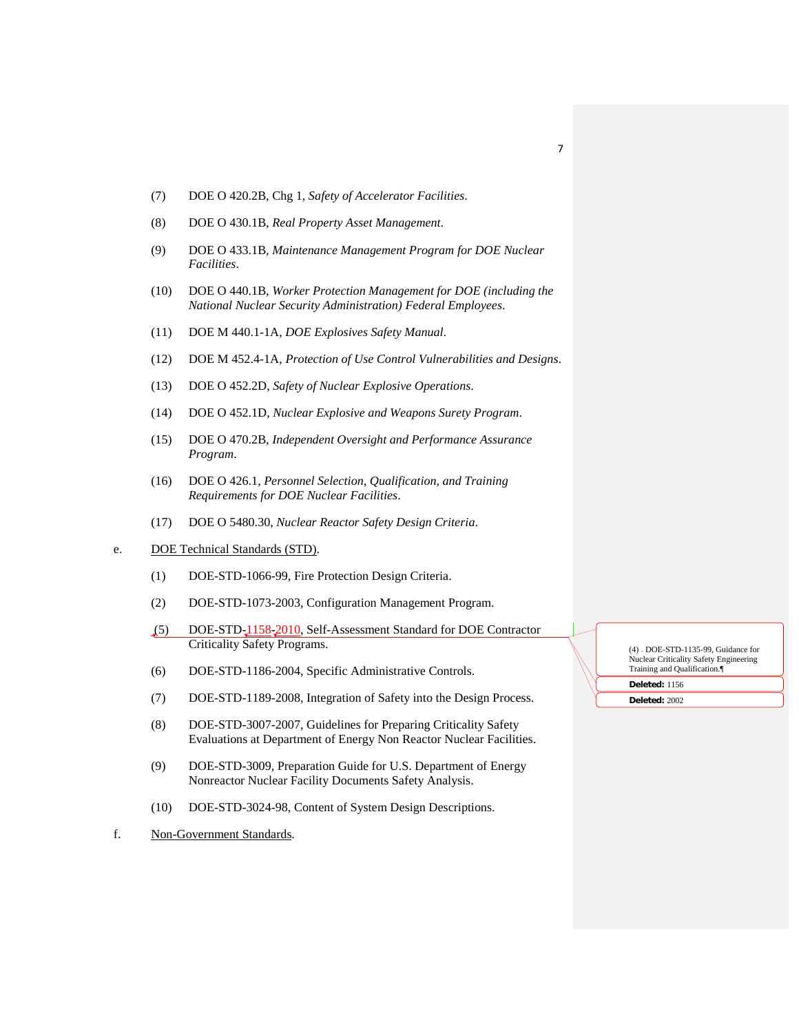(7) DOE O 420.2B, Chg 1, *Safety of Accelerator Facilities*.

(8) DOE O 430.1B, *Real Property Asset Management*.

(9) DOE O 433.1B, *Maintenance Management Program for DOE Nuclear Facilities*.

(10) DOE O 440.1B, *Worker Protection Management for DOE (including the National Nuclear Security Administration) Federal Employees*.

(11) DOE M 440.1-1A, *DOE Explosives Safety Manual*.

(12) DOE M 452.4-1A, *Protection of Use Control Vulnerabilities and Designs*.

(13) DOE O 452.2D, *Safety of Nuclear Explosive Operations*.

(14) DOE O 452.1D, *Nuclear Explosive and Weapons Surety Program*.

(15) DOE O 470.2B, *Independent Oversight and Performance Assurance Program*.

(16) DOE O 426.1, *Personnel Selection, Qualification, and Training Requirements for DOE Nuclear Facilities*.

(17) DOE O 5480.30, *Nuclear Reactor Safety Design Criteria*.

e. DOE Technical Standards (STD).

(1) DOE-STD-1066-99, Fire Protection Design Criteria.

(2) DOE-STD-1073-2003, Configuration Management Program.

(4) DOE-STD-1135-99, Guidance for Nuclear Criticality Safety Engineering Training and Qualification.

(5) DOE-STD-1158-2010, Self-Assessment Standard for DOE Contractor Criticality Safety Programs.

(6) DOE-STD-1186-2004, Specific Administrative Controls.

(7) DOE-STD-1189-2008, Integration of Safety into the Design Process.

(8) DOE-STD-3007-2007, Guidelines for Preparing Criticality Safety Evaluations at Department of Energy Non Reactor Nuclear Facilities.

(9) DOE-STD-3009, Preparation Guide for U.S. Department of Energy Nonreactor Nuclear Facility Documents Safety Analysis.

(10) DOE-STD-3024-98, Content of System Design Descriptions.

f. Non-Government Standards.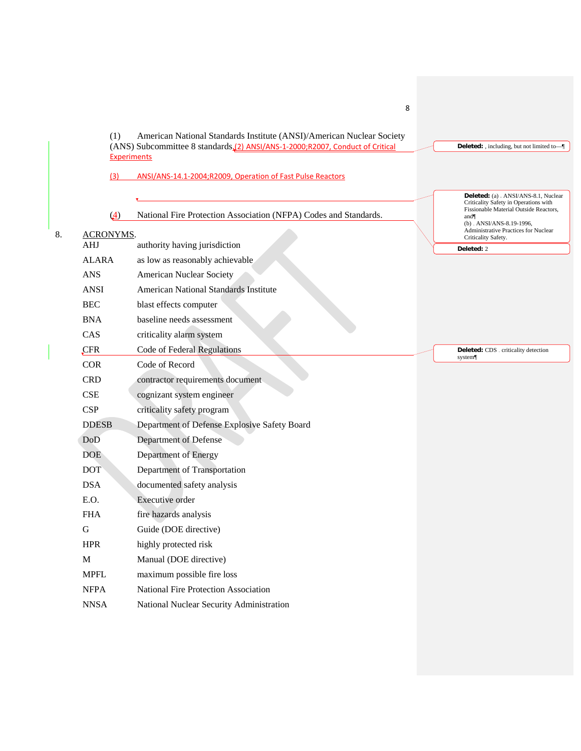(1) American National Standards Institute (ANSI)/American Nuclear Society (ANS) Subcommittee 8 standards.

(2) ANSI/ANS-1-2000;R2007, Conduct of Critical Experiments

(3) ANSI/ANS-14.1-2004;R2009, Operation of Fast Pulse Reactors

(4) National Fire Protection Association (NFPA) Codes and Standards.

8. ACRONYMS.

| | |
|---|---|
| AHJ | authority having jurisdiction |
| ALARA | as low as reasonably achievable |
| ANS | American Nuclear Society |
| ANSI | American National Standards Institute |
| BEC | blast effects computer |
| BNA | baseline needs assessment |
| CAS | criticality alarm system |
| CFR | Code of Federal Regulations |
| COR | Code of Record |
| CRD | contractor requirements document |
| CSE | cognizant system engineer |
| CSP | criticality safety program |
| DDESB | Department of Defense Explosive Safety Board |
| DoD | Department of Defense |
| DOE | Department of Energy |
| DOT | Department of Transportation |
| DSA | documented safety analysis |
| E.O. | Executive order |
| FHA | fire hazards analysis |
| G | Guide (DOE directive) |
| HPR | highly protected risk |
| M | Manual (DOE directive) |
| MPFL | maximum possible fire loss |
| NFPA | National Fire Protection Association |
| NNSA | National Nuclear Security Administration |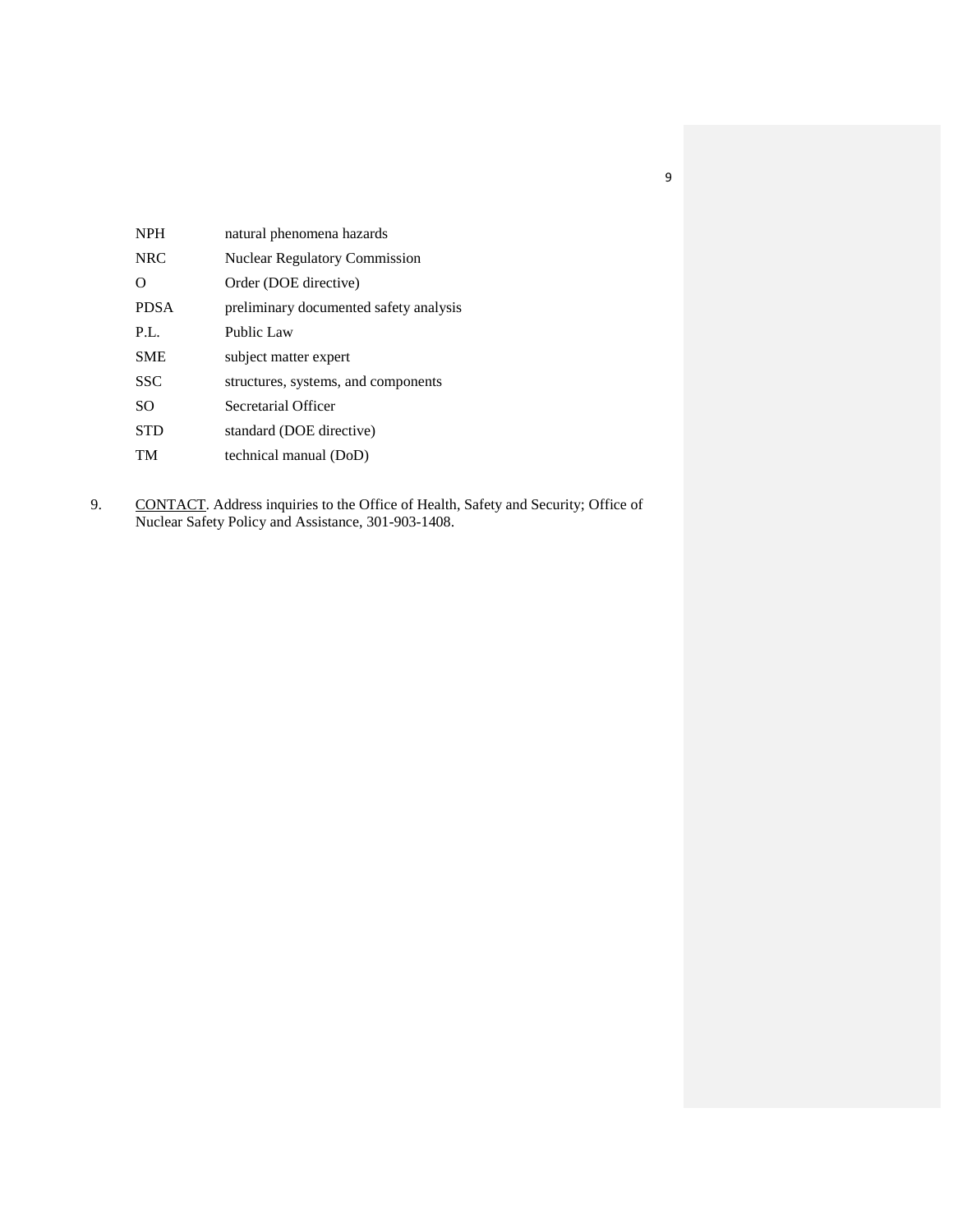| | |
|---|---|
| NPH | natural phenomena hazards |
| NRC | Nuclear Regulatory Commission |
| O | Order (DOE directive) |
| PDSA | preliminary documented safety analysis |
| P.L. | Public Law |
| SME | subject matter expert |
| SSC | structures, systems, and components |
| SO | Secretarial Officer |
| STD | standard (DOE directive) |
| TM | technical manual (DoD) |

9. CONTACT. Address inquiries to the Office of Health, Safety and Security; Office of Nuclear Safety Policy and Assistance, 301-903-1408.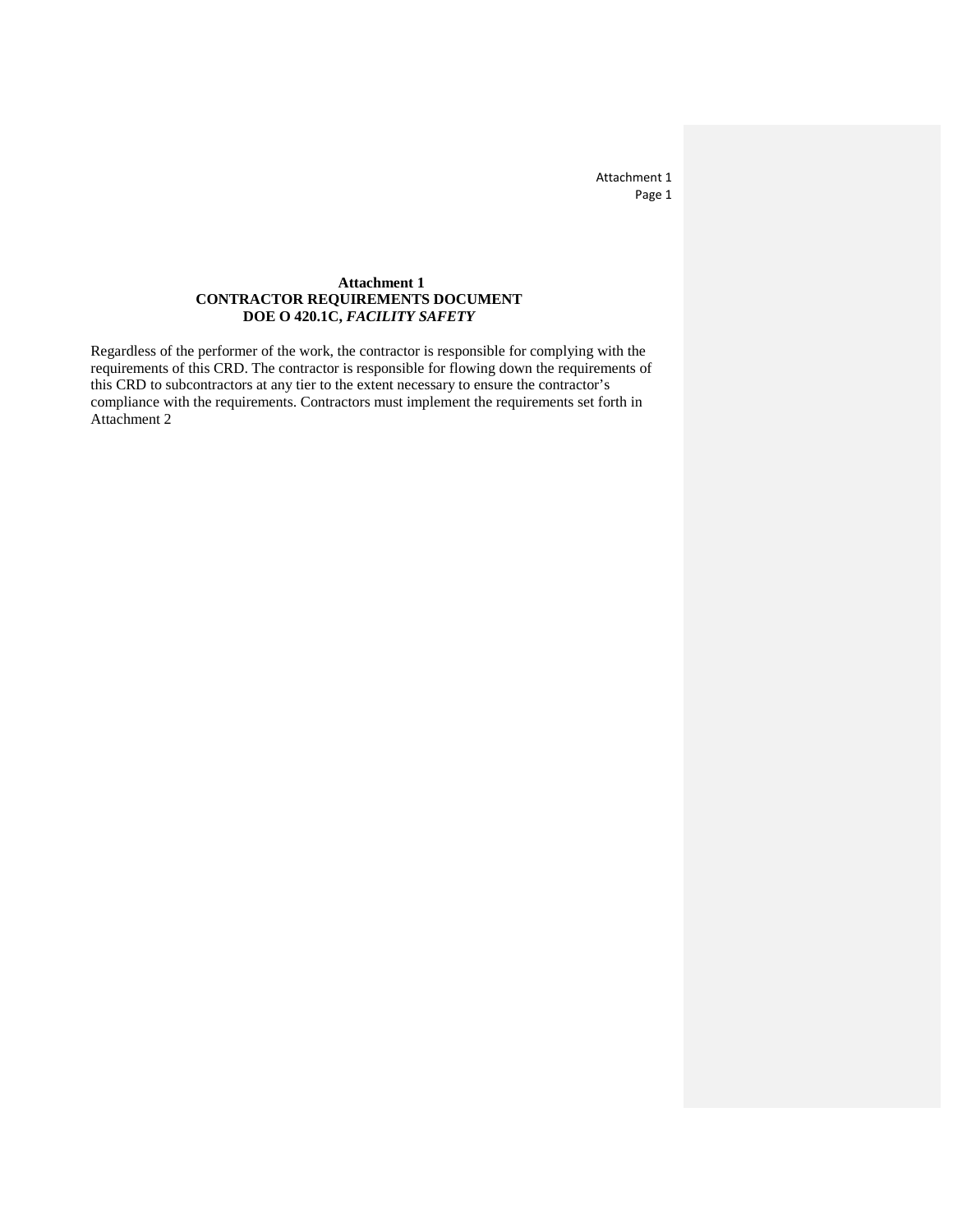**Attachment 1**
**CONTRACTOR REQUIREMENTS DOCUMENT**
**DOE O 420.1C, *FACILITY SAFETY***

Regardless of the performer of the work, the contractor is responsible for complying with the requirements of this CRD. The contractor is responsible for flowing down the requirements of this CRD to subcontractors at any tier to the extent necessary to ensure the contractor's compliance with the requirements. Contractors must implement the requirements set forth in Attachment 2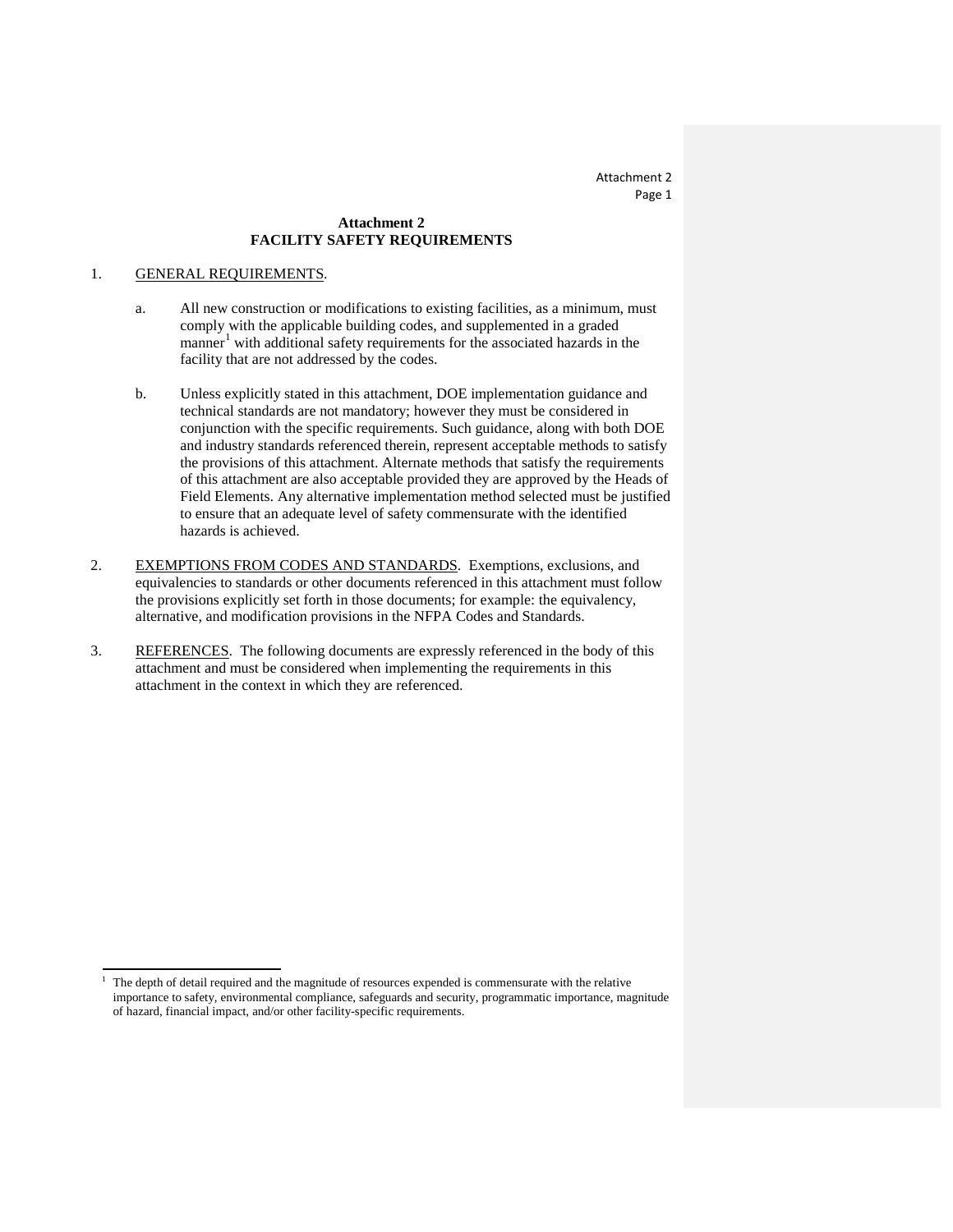# Attachment 2
# FACILITY SAFETY REQUIREMENTS

1. GENERAL REQUIREMENTS.

   a. All new construction or modifications to existing facilities, as a minimum, must comply with the applicable building codes, and supplemented in a graded manner[1] with additional safety requirements for the associated hazards in the facility that are not addressed by the codes.

   b. Unless explicitly stated in this attachment, DOE implementation guidance and technical standards are not mandatory; however they must be considered in conjunction with the specific requirements. Such guidance, along with both DOE and industry standards referenced therein, represent acceptable methods to satisfy the provisions of this attachment. Alternate methods that satisfy the requirements of this attachment are also acceptable provided they are approved by the Heads of Field Elements. Any alternative implementation method selected must be justified to ensure that an adequate level of safety commensurate with the identified hazards is achieved.

2. EXEMPTIONS FROM CODES AND STANDARDS. Exemptions, exclusions, and equivalencies to standards or other documents referenced in this attachment must follow the provisions explicitly set forth in those documents; for example: the equivalency, alternative, and modification provisions in the NFPA Codes and Standards.

3. REFERENCES. The following documents are expressly referenced in the body of this attachment and must be considered when implementing the requirements in this attachment in the context in which they are referenced.

---

[1] The depth of detail required and the magnitude of resources expended is commensurate with the relative importance to safety, environmental compliance, safeguards and security, programmatic importance, magnitude of hazard, financial impact, and/or other facility-specific requirements.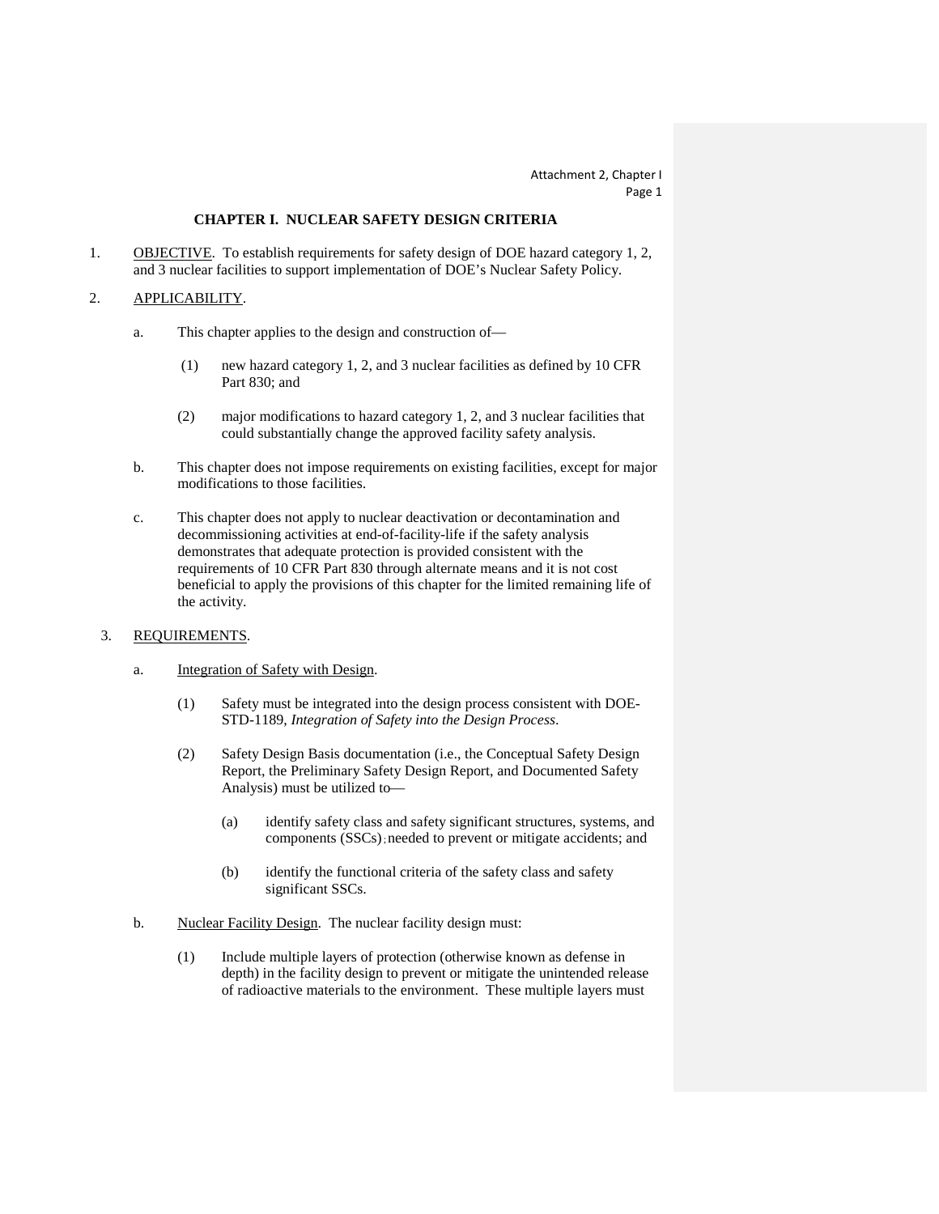# CHAPTER I. NUCLEAR SAFETY DESIGN CRITERIA

1. OBJECTIVE. To establish requirements for safety design of DOE hazard category 1, 2, and 3 nuclear facilities to support implementation of DOE's Nuclear Safety Policy.

2. APPLICABILITY.

   a. This chapter applies to the design and construction of—

      (1) new hazard category 1, 2, and 3 nuclear facilities as defined by 10 CFR Part 830; and

      (2) major modifications to hazard category 1, 2, and 3 nuclear facilities that could substantially change the approved facility safety analysis.

   b. This chapter does not impose requirements on existing facilities, except for major modifications to those facilities.

   c. This chapter does not apply to nuclear deactivation or decontamination and decommissioning activities at end-of-facility-life if the safety analysis demonstrates that adequate protection is provided consistent with the requirements of 10 CFR Part 830 through alternate means and it is not cost beneficial to apply the provisions of this chapter for the limited remaining life of the activity.

3. REQUIREMENTS.

   a. Integration of Safety with Design.

      (1) Safety must be integrated into the design process consistent with DOE-STD-1189, *Integration of Safety into the Design Process*.

      (2) Safety Design Basis documentation (i.e., the Conceptual Safety Design Report, the Preliminary Safety Design Report, and Documented Safety Analysis) must be utilized to—

         (a) identify safety class and safety significant structures, systems, and components (SSCs); needed to prevent or mitigate accidents; and

         (b) identify the functional criteria of the safety class and safety significant SSCs.

   b. Nuclear Facility Design. The nuclear facility design must:

      (1) Include multiple layers of protection (otherwise known as defense in depth) in the facility design to prevent or mitigate the unintended release of radioactive materials to the environment. These multiple layers must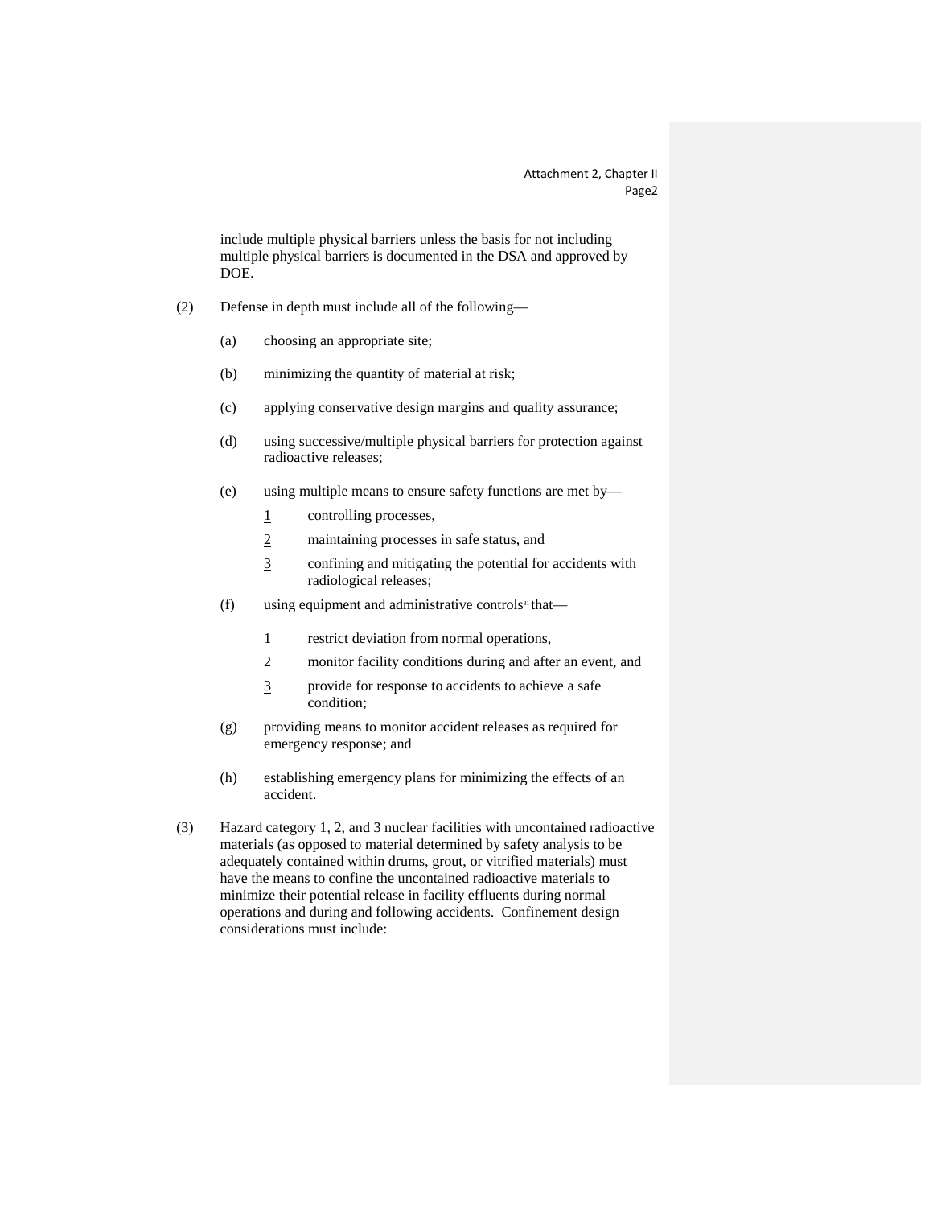include multiple physical barriers unless the basis for not including multiple physical barriers is documented in the DSA and approved by DOE.

(2) Defense in depth must include all of the following—

(a) choosing an appropriate site;

(b) minimizing the quantity of material at risk;

(c) applying conservative design margins and quality assurance;

(d) using successive/multiple physical barriers for protection against radioactive releases;

(e) using multiple means to ensure safety functions are met by—

1 controlling processes,

2 maintaining processes in safe status, and

3 confining and mitigating the potential for accidents with radiological releases;

(f) using equipment and administrative controls[B1] that—

1 restrict deviation from normal operations,

2 monitor facility conditions during and after an event, and

3 provide for response to accidents to achieve a safe condition;

(g) providing means to monitor accident releases as required for emergency response; and

(h) establishing emergency plans for minimizing the effects of an accident.

(3) Hazard category 1, 2, and 3 nuclear facilities with uncontained radioactive materials (as opposed to material determined by safety analysis to be adequately contained within drums, grout, or vitrified materials) must have the means to confine the uncontained radioactive materials to minimize their potential release in facility effluents during normal operations and during and following accidents. Confinement design considerations must include: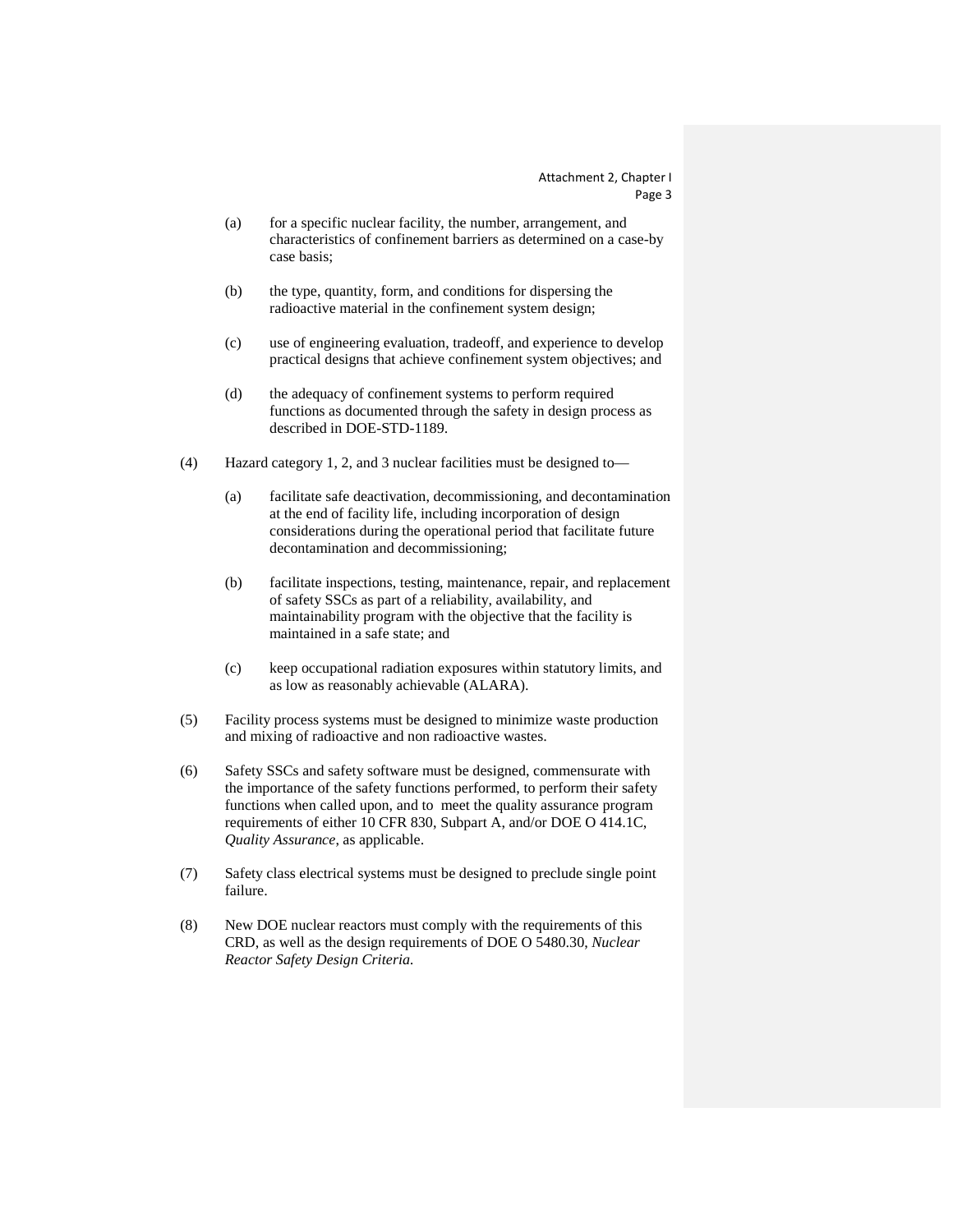(a) for a specific nuclear facility, the number, arrangement, and characteristics of confinement barriers as determined on a case-by case basis;

(b) the type, quantity, form, and conditions for dispersing the radioactive material in the confinement system design;

(c) use of engineering evaluation, tradeoff, and experience to develop practical designs that achieve confinement system objectives; and

(d) the adequacy of confinement systems to perform required functions as documented through the safety in design process as described in DOE-STD-1189.

(4) Hazard category 1, 2, and 3 nuclear facilities must be designed to—

(a) facilitate safe deactivation, decommissioning, and decontamination at the end of facility life, including incorporation of design considerations during the operational period that facilitate future decontamination and decommissioning;

(b) facilitate inspections, testing, maintenance, repair, and replacement of safety SSCs as part of a reliability, availability, and maintainability program with the objective that the facility is maintained in a safe state; and

(c) keep occupational radiation exposures within statutory limits, and as low as reasonably achievable (ALARA).

(5) Facility process systems must be designed to minimize waste production and mixing of radioactive and non radioactive wastes.

(6) Safety SSCs and safety software must be designed, commensurate with the importance of the safety functions performed, to perform their safety functions when called upon, and to meet the quality assurance program requirements of either 10 CFR 830, Subpart A, and/or DOE O 414.1C, *Quality Assurance*, as applicable.

(7) Safety class electrical systems must be designed to preclude single point failure.

(8) New DOE nuclear reactors must comply with the requirements of this CRD, as well as the design requirements of DOE O 5480.30, *Nuclear Reactor Safety Design Criteria*.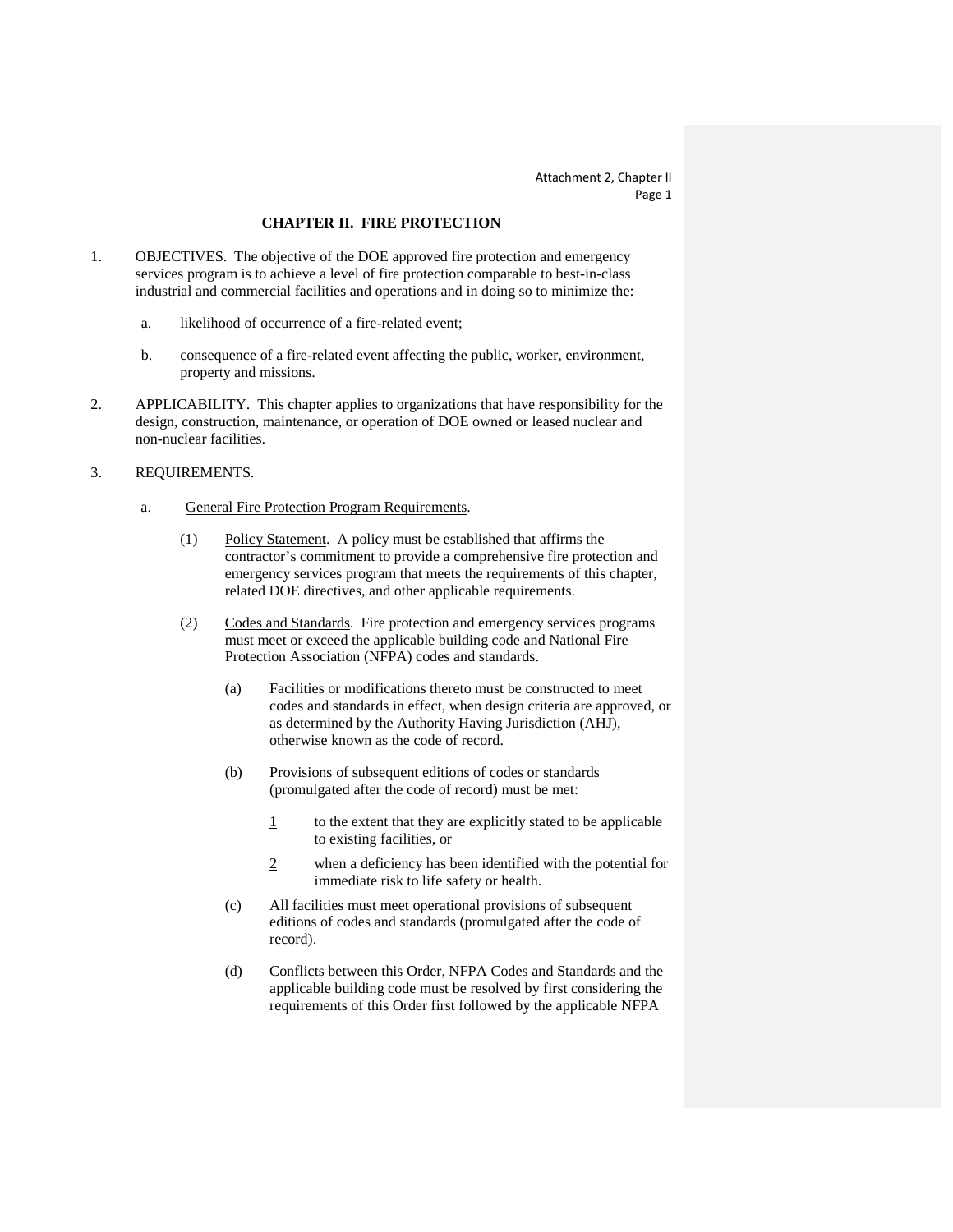## CHAPTER II. FIRE PROTECTION

1. OBJECTIVES. The objective of the DOE approved fire protection and emergency services program is to achieve a level of fire protection comparable to best-in-class industrial and commercial facilities and operations and in doing so to minimize the:

   a. likelihood of occurrence of a fire-related event;

   b. consequence of a fire-related event affecting the public, worker, environment, property and missions.

2. APPLICABILITY. This chapter applies to organizations that have responsibility for the design, construction, maintenance, or operation of DOE owned or leased nuclear and non-nuclear facilities.

3. REQUIREMENTS.

   a. General Fire Protection Program Requirements.

      (1) Policy Statement. A policy must be established that affirms the contractor's commitment to provide a comprehensive fire protection and emergency services program that meets the requirements of this chapter, related DOE directives, and other applicable requirements.

      (2) Codes and Standards. Fire protection and emergency services programs must meet or exceed the applicable building code and National Fire Protection Association (NFPA) codes and standards.

         (a) Facilities or modifications thereto must be constructed to meet codes and standards in effect, when design criteria are approved, or as determined by the Authority Having Jurisdiction (AHJ), otherwise known as the code of record.

         (b) Provisions of subsequent editions of codes or standards (promulgated after the code of record) must be met:

            1 to the extent that they are explicitly stated to be applicable to existing facilities, or

            2 when a deficiency has been identified with the potential for immediate risk to life safety or health.

         (c) All facilities must meet operational provisions of subsequent editions of codes and standards (promulgated after the code of record).

         (d) Conflicts between this Order, NFPA Codes and Standards and the applicable building code must be resolved by first considering the requirements of this Order first followed by the applicable NFPA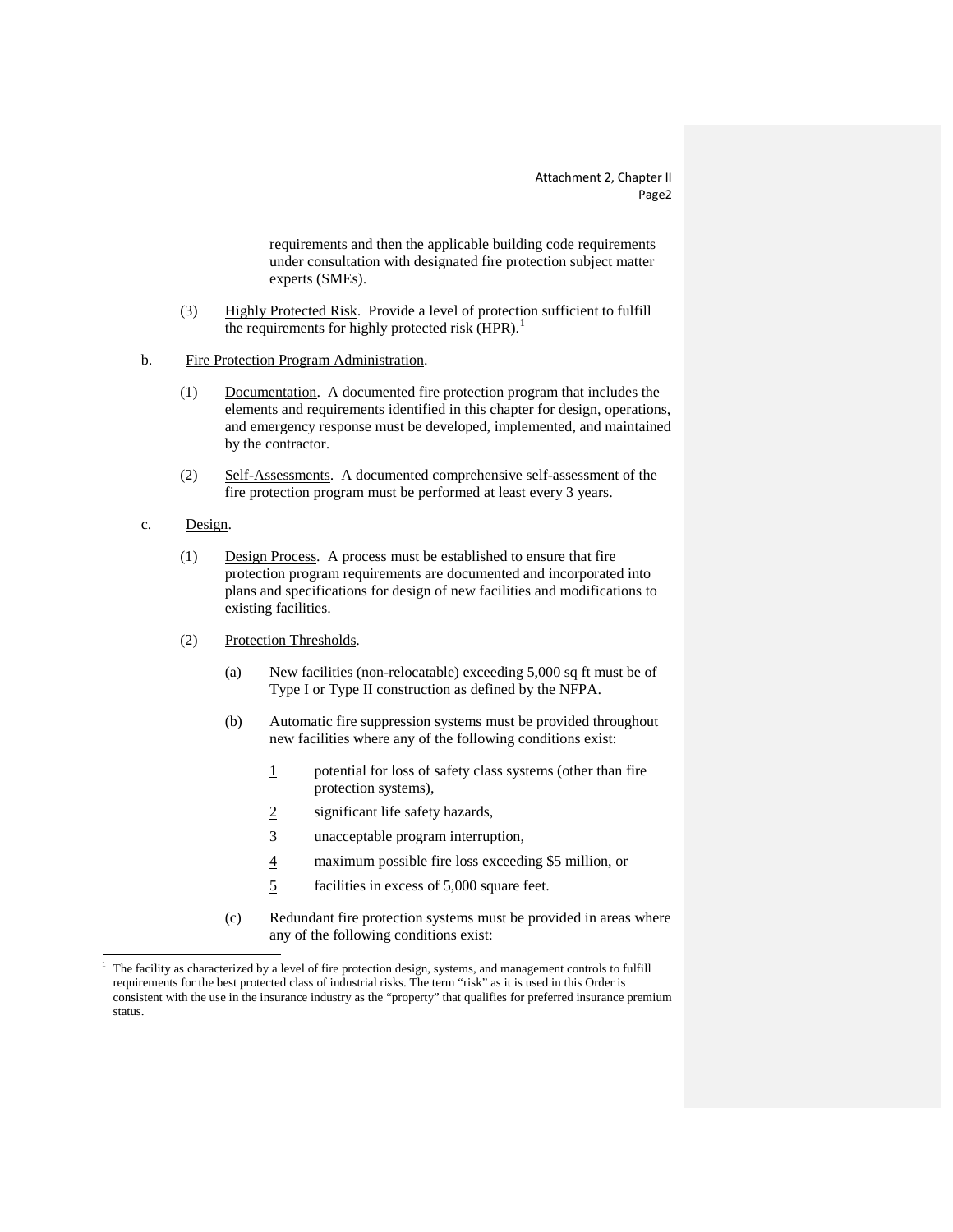requirements and then the applicable building code requirements under consultation with designated fire protection subject matter experts (SMEs).

(3) Highly Protected Risk. Provide a level of protection sufficient to fulfill the requirements for highly protected risk (HPR).[1]

b. Fire Protection Program Administration.

(1) Documentation. A documented fire protection program that includes the elements and requirements identified in this chapter for design, operations, and emergency response must be developed, implemented, and maintained by the contractor.

(2) Self-Assessments. A documented comprehensive self-assessment of the fire protection program must be performed at least every 3 years.

c. Design.

(1) Design Process. A process must be established to ensure that fire protection program requirements are documented and incorporated into plans and specifications for design of new facilities and modifications to existing facilities.

(2) Protection Thresholds.

(a) New facilities (non-relocatable) exceeding 5,000 sq ft must be of Type I or Type II construction as defined by the NFPA.

(b) Automatic fire suppression systems must be provided throughout new facilities where any of the following conditions exist:

1 potential for loss of safety class systems (other than fire protection systems),

2 significant life safety hazards,

3 unacceptable program interruption,

4 maximum possible fire loss exceeding $5 million, or

5 facilities in excess of 5,000 square feet.

(c) Redundant fire protection systems must be provided in areas where any of the following conditions exist:

---

[1] The facility as characterized by a level of fire protection design, systems, and management controls to fulfill requirements for the best protected class of industrial risks. The term "risk" as it is used in this Order is consistent with the use in the insurance industry as the "property" that qualifies for preferred insurance premium status.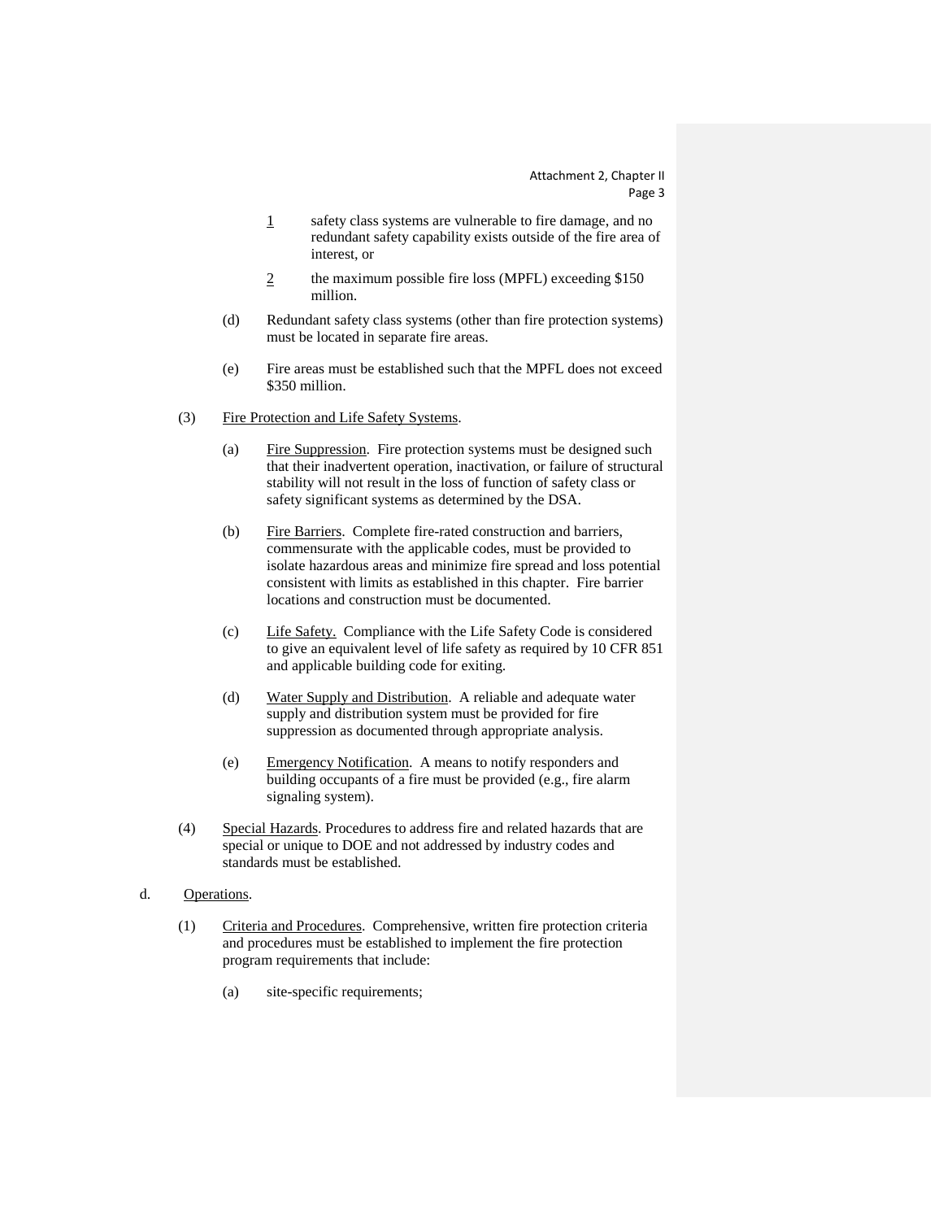1 safety class systems are vulnerable to fire damage, and no redundant safety capability exists outside of the fire area of interest, or

2 the maximum possible fire loss (MPFL) exceeding $150 million.

(d) Redundant safety class systems (other than fire protection systems) must be located in separate fire areas.

(e) Fire areas must be established such that the MPFL does not exceed $350 million.

(3) Fire Protection and Life Safety Systems.

(a) Fire Suppression. Fire protection systems must be designed such that their inadvertent operation, inactivation, or failure of structural stability will not result in the loss of function of safety class or safety significant systems as determined by the DSA.

(b) Fire Barriers. Complete fire-rated construction and barriers, commensurate with the applicable codes, must be provided to isolate hazardous areas and minimize fire spread and loss potential consistent with limits as established in this chapter. Fire barrier locations and construction must be documented.

(c) Life Safety. Compliance with the Life Safety Code is considered to give an equivalent level of life safety as required by 10 CFR 851 and applicable building code for exiting.

(d) Water Supply and Distribution. A reliable and adequate water supply and distribution system must be provided for fire suppression as documented through appropriate analysis.

(e) Emergency Notification. A means to notify responders and building occupants of a fire must be provided (e.g., fire alarm signaling system).

(4) Special Hazards. Procedures to address fire and related hazards that are special or unique to DOE and not addressed by industry codes and standards must be established.

d. Operations.

(1) Criteria and Procedures. Comprehensive, written fire protection criteria and procedures must be established to implement the fire protection program requirements that include:

(a) site-specific requirements;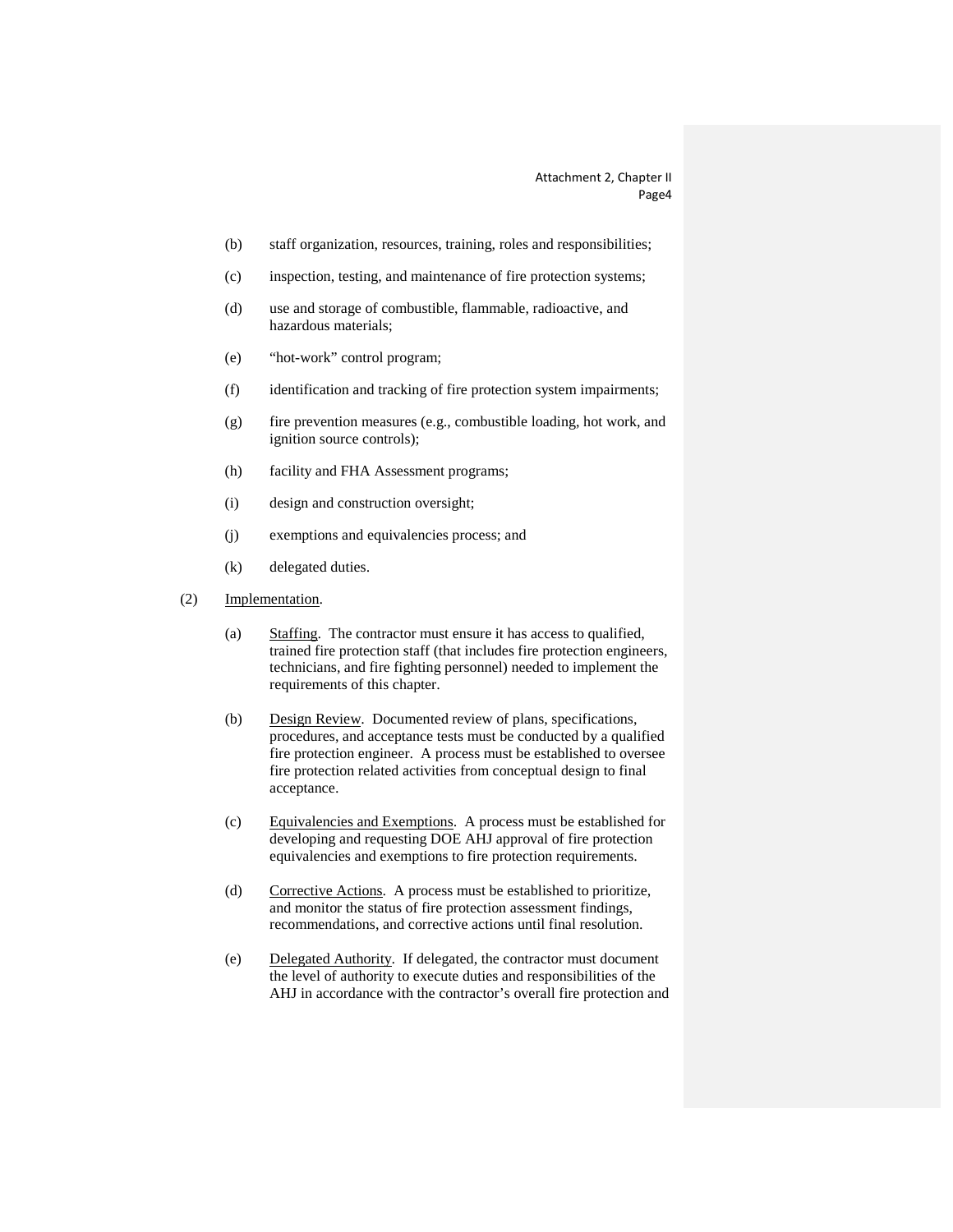(b) staff organization, resources, training, roles and responsibilities;

(c) inspection, testing, and maintenance of fire protection systems;

(d) use and storage of combustible, flammable, radioactive, and hazardous materials;

(e) "hot-work" control program;

(f) identification and tracking of fire protection system impairments;

(g) fire prevention measures (e.g., combustible loading, hot work, and ignition source controls);

(h) facility and FHA Assessment programs;

(i) design and construction oversight;

(j) exemptions and equivalencies process; and

(k) delegated duties.

(2) Implementation.

(a) Staffing. The contractor must ensure it has access to qualified, trained fire protection staff (that includes fire protection engineers, technicians, and fire fighting personnel) needed to implement the requirements of this chapter.

(b) Design Review. Documented review of plans, specifications, procedures, and acceptance tests must be conducted by a qualified fire protection engineer. A process must be established to oversee fire protection related activities from conceptual design to final acceptance.

(c) Equivalencies and Exemptions. A process must be established for developing and requesting DOE AHJ approval of fire protection equivalencies and exemptions to fire protection requirements.

(d) Corrective Actions. A process must be established to prioritize, and monitor the status of fire protection assessment findings, recommendations, and corrective actions until final resolution.

(e) Delegated Authority. If delegated, the contractor must document the level of authority to execute duties and responsibilities of the AHJ in accordance with the contractor's overall fire protection and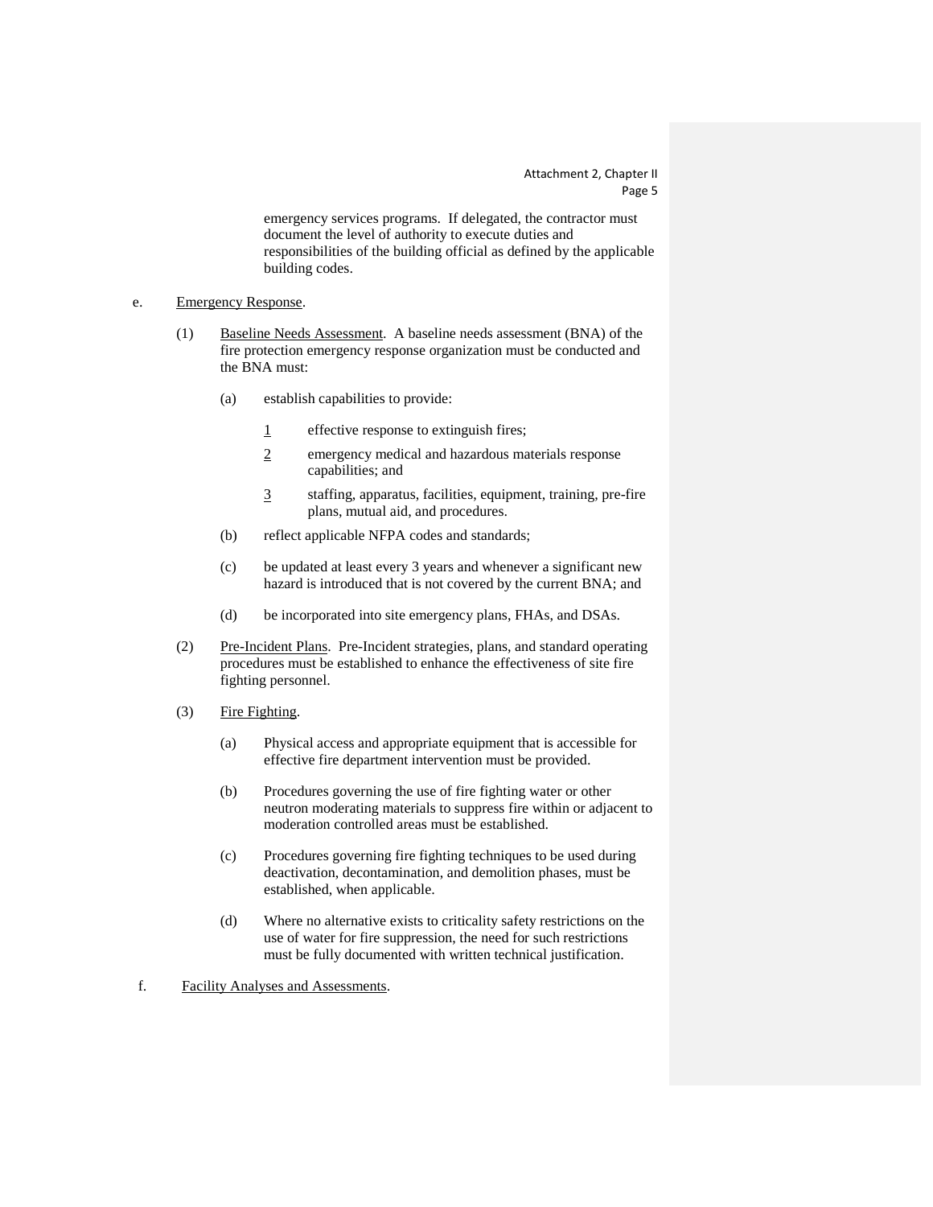emergency services programs. If delegated, the contractor must document the level of authority to execute duties and responsibilities of the building official as defined by the applicable building codes.

e. Emergency Response.

(1) Baseline Needs Assessment. A baseline needs assessment (BNA) of the fire protection emergency response organization must be conducted and the BNA must:

(a) establish capabilities to provide:

1 effective response to extinguish fires;

2 emergency medical and hazardous materials response capabilities; and

3 staffing, apparatus, facilities, equipment, training, pre-fire plans, mutual aid, and procedures.

(b) reflect applicable NFPA codes and standards;

(c) be updated at least every 3 years and whenever a significant new hazard is introduced that is not covered by the current BNA; and

(d) be incorporated into site emergency plans, FHAs, and DSAs.

(2) Pre-Incident Plans. Pre-Incident strategies, plans, and standard operating procedures must be established to enhance the effectiveness of site fire fighting personnel.

(3) Fire Fighting.

(a) Physical access and appropriate equipment that is accessible for effective fire department intervention must be provided.

(b) Procedures governing the use of fire fighting water or other neutron moderating materials to suppress fire within or adjacent to moderation controlled areas must be established.

(c) Procedures governing fire fighting techniques to be used during deactivation, decontamination, and demolition phases, must be established, when applicable.

(d) Where no alternative exists to criticality safety restrictions on the use of water for fire suppression, the need for such restrictions must be fully documented with written technical justification.

f. Facility Analyses and Assessments.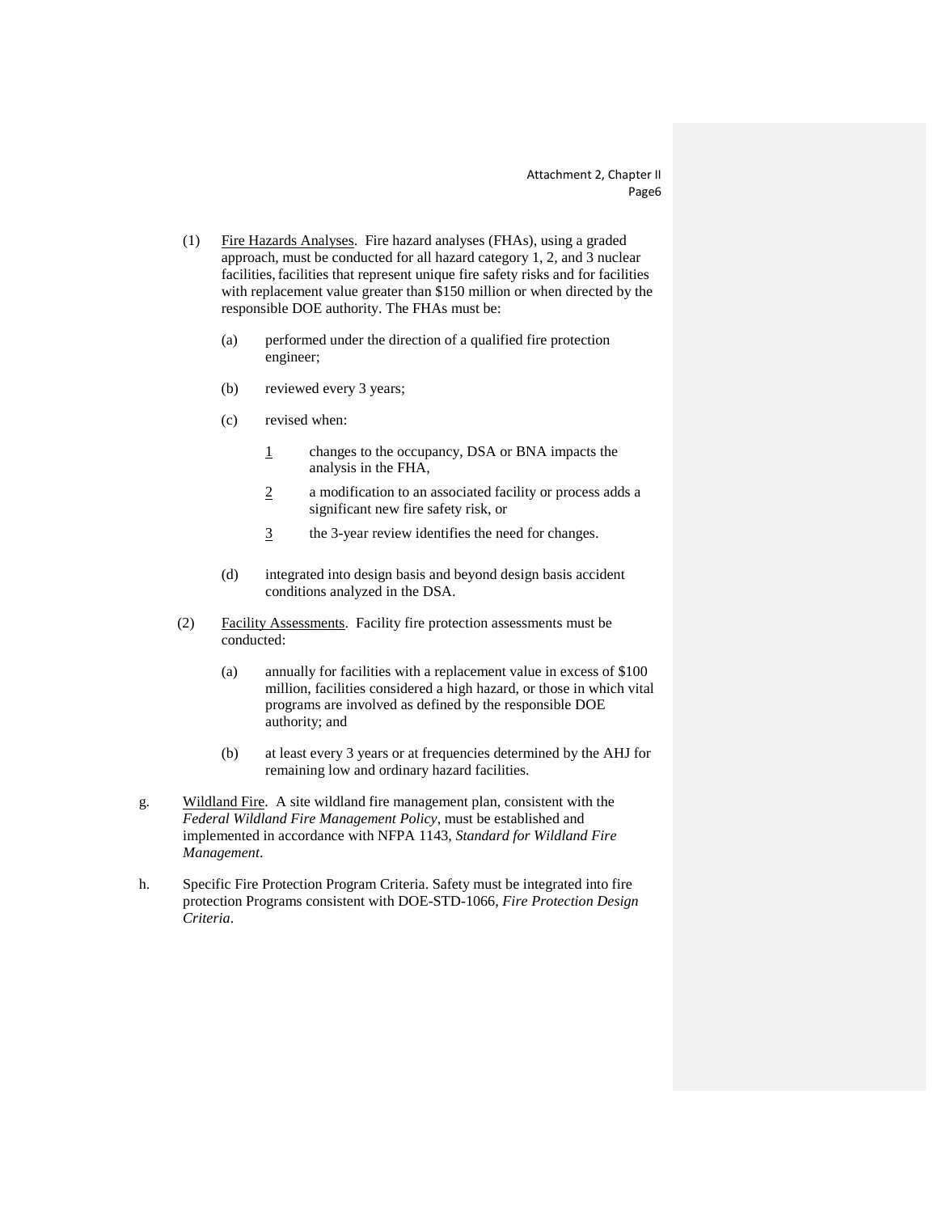(1) Fire Hazards Analyses. Fire hazard analyses (FHAs), using a graded approach, must be conducted for all hazard category 1, 2, and 3 nuclear facilities, facilities that represent unique fire safety risks and for facilities with replacement value greater than $150 million or when directed by the responsible DOE authority. The FHAs must be:

   (a) performed under the direction of a qualified fire protection engineer;

   (b) reviewed every 3 years;

   (c) revised when:

      1 changes to the occupancy, DSA or BNA impacts the analysis in the FHA,

      2 a modification to an associated facility or process adds a significant new fire safety risk, or

      3 the 3-year review identifies the need for changes.

   (d) integrated into design basis and beyond design basis accident conditions analyzed in the DSA.

(2) Facility Assessments. Facility fire protection assessments must be conducted:

   (a) annually for facilities with a replacement value in excess of $100 million, facilities considered a high hazard, or those in which vital programs are involved as defined by the responsible DOE authority; and

   (b) at least every 3 years or at frequencies determined by the AHJ for remaining low and ordinary hazard facilities.

g. Wildland Fire. A site wildland fire management plan, consistent with the *Federal Wildland Fire Management Policy*, must be established and implemented in accordance with NFPA 1143, *Standard for Wildland Fire Management*.

h. Specific Fire Protection Program Criteria. Safety must be integrated into fire protection Programs consistent with DOE-STD-1066, *Fire Protection Design Criteria*.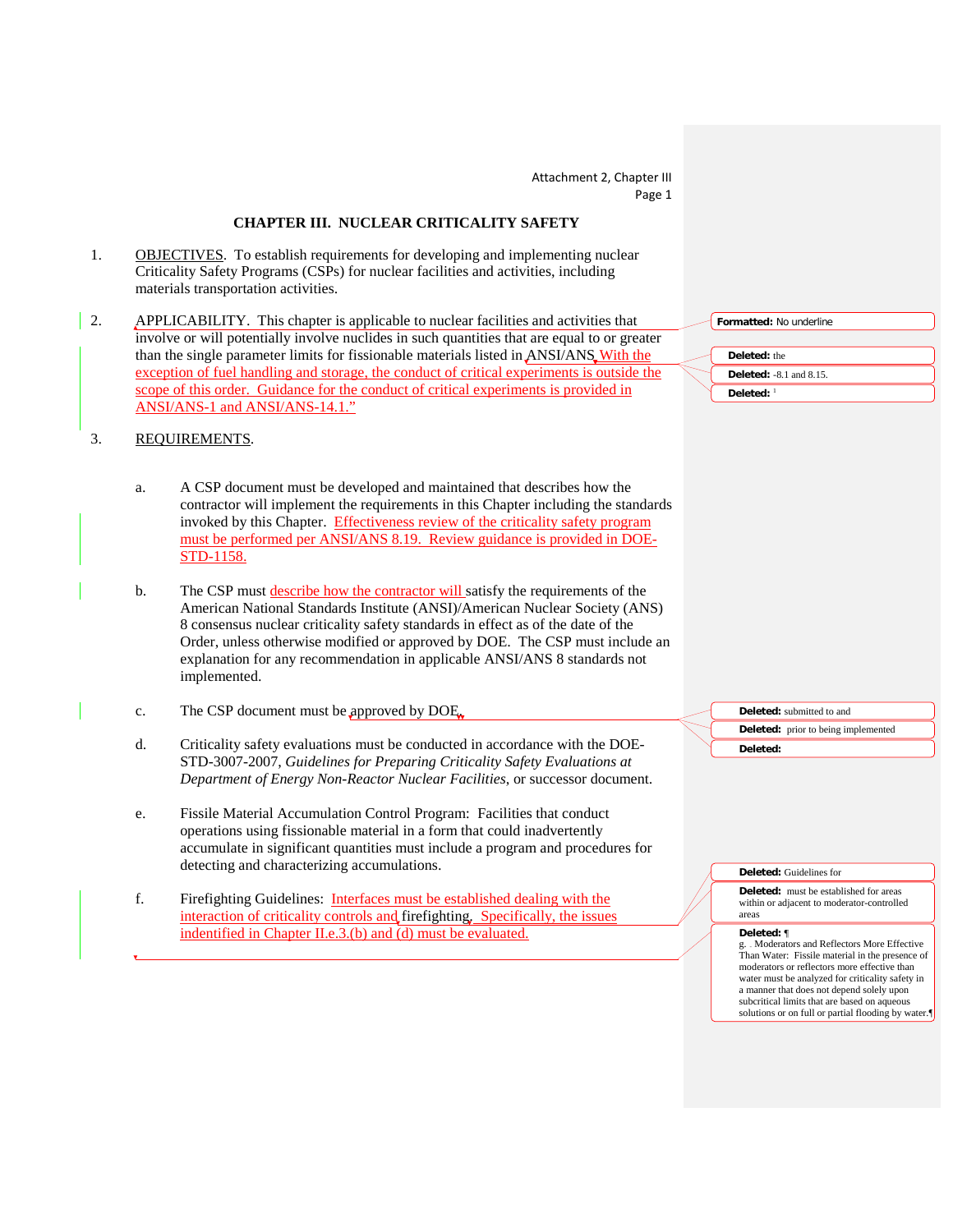## CHAPTER III. NUCLEAR CRITICALITY SAFETY

1. OBJECTIVES. To establish requirements for developing and implementing nuclear Criticality Safety Programs (CSPs) for nuclear facilities and activities, including materials transportation activities.

2. APPLICABILITY. This chapter is applicable to nuclear facilities and activities that involve or will potentially involve nuclides in such quantities that are equal to or greater than the single parameter limits for fissionable materials listed in ANSI/ANS. With the exception of fuel handling and storage, the conduct of critical experiments is outside the scope of this order. Guidance for the conduct of critical experiments is provided in ANSI/ANS-1 and ANSI/ANS-14.1."

3. REQUIREMENTS.

   a. A CSP document must be developed and maintained that describes how the contractor will implement the requirements in this Chapter including the standards invoked by this Chapter. Effectiveness review of the criticality safety program must be performed per ANSI/ANS 8.19. Review guidance is provided in DOE-STD-1158.

   b. The CSP must describe how the contractor will satisfy the requirements of the American National Standards Institute (ANSI)/American Nuclear Society (ANS) 8 consensus nuclear criticality safety standards in effect as of the date of the Order, unless otherwise modified or approved by DOE. The CSP must include an explanation for any recommendation in applicable ANSI/ANS 8 standards not implemented.

   c. The CSP document must be approved by DOE.

   d. Criticality safety evaluations must be conducted in accordance with the DOE-STD-3007-2007, *Guidelines for Preparing Criticality Safety Evaluations at Department of Energy Non-Reactor Nuclear Facilities*, or successor document.

   e. Fissile Material Accumulation Control Program: Facilities that conduct operations using fissionable material in a form that could inadvertently accumulate in significant quantities must include a program and procedures for detecting and characterizing accumulations.

   f. Firefighting Guidelines: Interfaces must be established dealing with the interaction of criticality controls and firefighting. Specifically, the issues indentified in Chapter II.e.3.(b) and (d) must be evaluated.

Formatted: No underline

Deleted: the

Deleted: -8.1 and 8.15.

Deleted: [1]

Deleted: submitted to and

Deleted: prior to being implemented

Deleted:

Deleted: Guidelines for

Deleted: must be established for areas within or adjacent to moderator-controlled areas

Deleted: ¶
g. . Moderators and Reflectors More Effective Than Water: Fissile material in the presence of moderators or reflectors more effective than water must be analyzed for criticality safety in a manner that does not depend solely upon subcritical limits that are based on aqueous solutions or on full or partial flooding by water.¶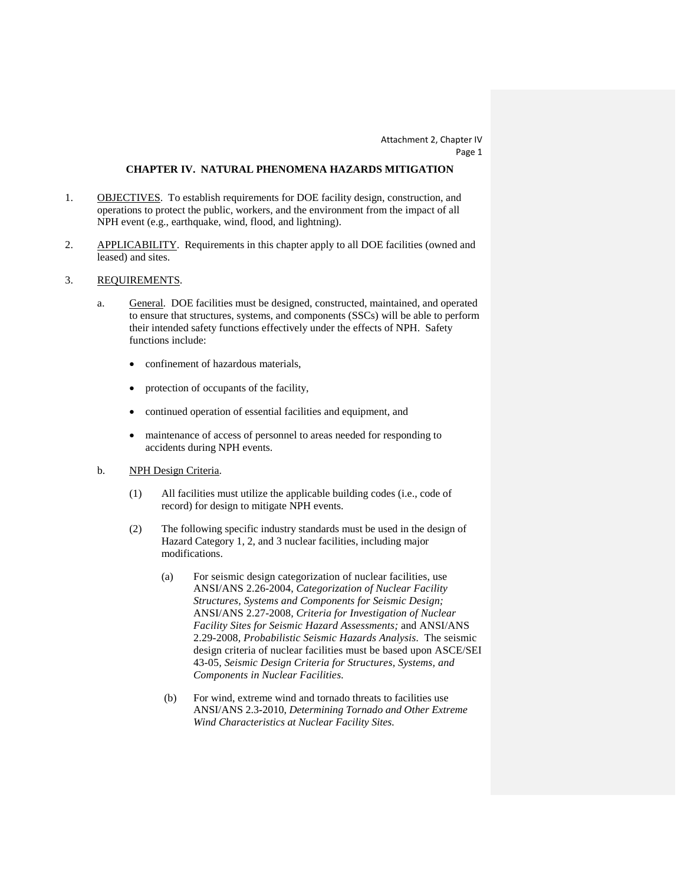## CHAPTER IV. NATURAL PHENOMENA HAZARDS MITIGATION

1. OBJECTIVES. To establish requirements for DOE facility design, construction, and operations to protect the public, workers, and the environment from the impact of all NPH event (e.g., earthquake, wind, flood, and lightning).

2. APPLICABILITY. Requirements in this chapter apply to all DOE facilities (owned and leased) and sites.

3. REQUIREMENTS.

   a. General. DOE facilities must be designed, constructed, maintained, and operated to ensure that structures, systems, and components (SSCs) will be able to perform their intended safety functions effectively under the effects of NPH. Safety functions include:

      - confinement of hazardous materials,
      - protection of occupants of the facility,
      - continued operation of essential facilities and equipment, and
      - maintenance of access of personnel to areas needed for responding to accidents during NPH events.

   b. NPH Design Criteria.

      (1) All facilities must utilize the applicable building codes (i.e., code of record) for design to mitigate NPH events.

      (2) The following specific industry standards must be used in the design of Hazard Category 1, 2, and 3 nuclear facilities, including major modifications.

         (a) For seismic design categorization of nuclear facilities, use ANSI/ANS 2.26-2004, *Categorization of Nuclear Facility Structures, Systems and Components for Seismic Design;* ANSI/ANS 2.27-2008, *Criteria for Investigation of Nuclear Facility Sites for Seismic Hazard Assessments;* and ANSI/ANS 2.29-2008, *Probabilistic Seismic Hazards Analysis*. The seismic design criteria of nuclear facilities must be based upon ASCE/SEI 43-05, *Seismic Design Criteria for Structures, Systems, and Components in Nuclear Facilities.*

         (b) For wind, extreme wind and tornado threats to facilities use ANSI/ANS 2.3-2010, *Determining Tornado and Other Extreme Wind Characteristics at Nuclear Facility Sites.*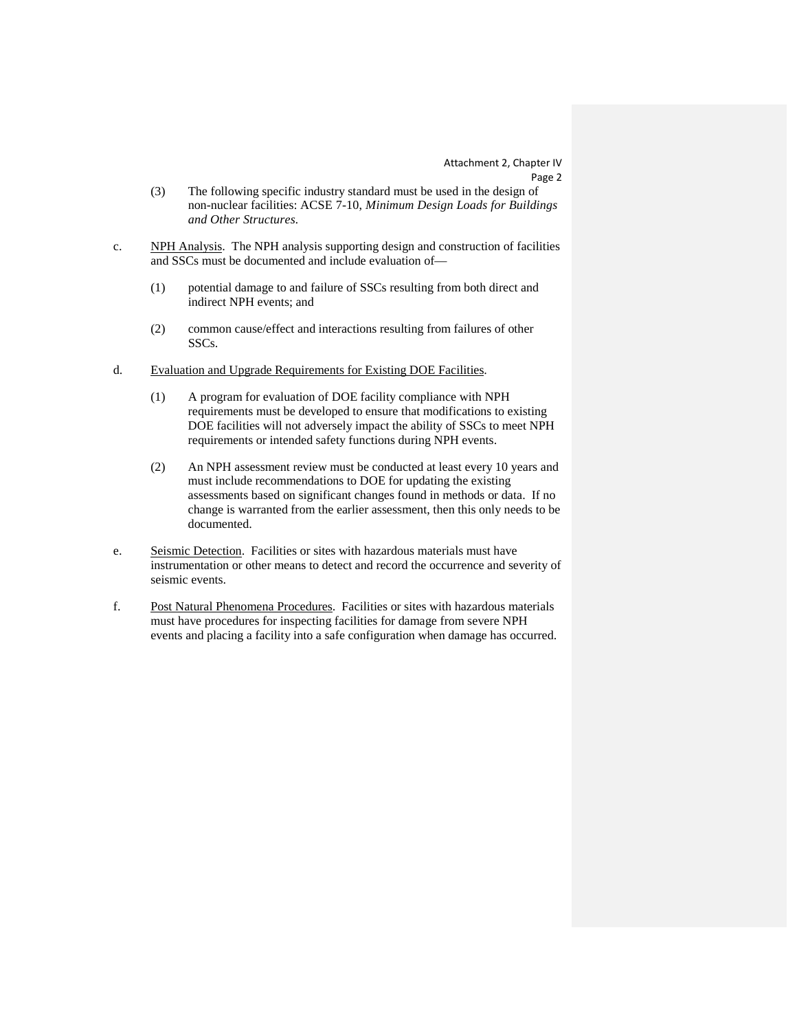(3) The following specific industry standard must be used in the design of non-nuclear facilities: ACSE 7-10, *Minimum Design Loads for Buildings and Other Structures*.

c. NPH Analysis. The NPH analysis supporting design and construction of facilities and SSCs must be documented and include evaluation of—

(1) potential damage to and failure of SSCs resulting from both direct and indirect NPH events; and

(2) common cause/effect and interactions resulting from failures of other SSCs.

d. Evaluation and Upgrade Requirements for Existing DOE Facilities.

(1) A program for evaluation of DOE facility compliance with NPH requirements must be developed to ensure that modifications to existing DOE facilities will not adversely impact the ability of SSCs to meet NPH requirements or intended safety functions during NPH events.

(2) An NPH assessment review must be conducted at least every 10 years and must include recommendations to DOE for updating the existing assessments based on significant changes found in methods or data. If no change is warranted from the earlier assessment, then this only needs to be documented.

e. Seismic Detection. Facilities or sites with hazardous materials must have instrumentation or other means to detect and record the occurrence and severity of seismic events.

f. Post Natural Phenomena Procedures. Facilities or sites with hazardous materials must have procedures for inspecting facilities for damage from severe NPH events and placing a facility into a safe configuration when damage has occurred.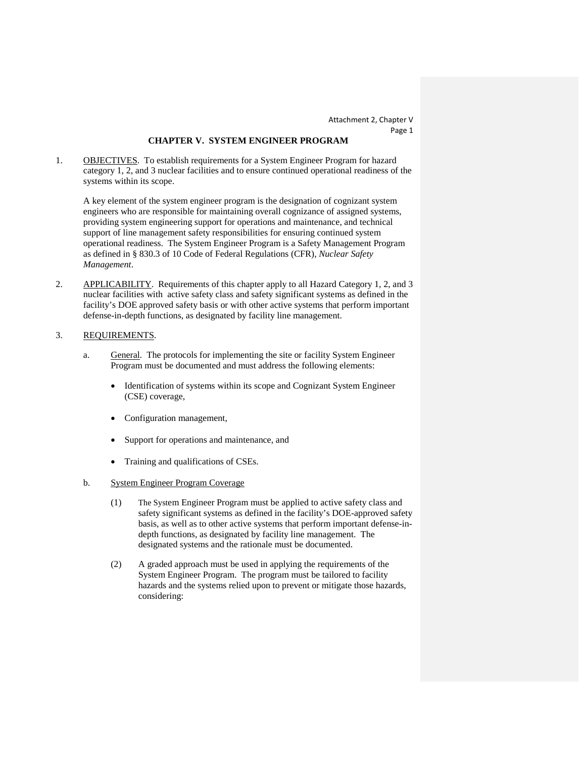## CHAPTER V. SYSTEM ENGINEER PROGRAM

1. OBJECTIVES. To establish requirements for a System Engineer Program for hazard category 1, 2, and 3 nuclear facilities and to ensure continued operational readiness of the systems within its scope.

   A key element of the system engineer program is the designation of cognizant system engineers who are responsible for maintaining overall cognizance of assigned systems, providing system engineering support for operations and maintenance, and technical support of line management safety responsibilities for ensuring continued system operational readiness. The System Engineer Program is a Safety Management Program as defined in § 830.3 of 10 Code of Federal Regulations (CFR), *Nuclear Safety Management*.

2. APPLICABILITY. Requirements of this chapter apply to all Hazard Category 1, 2, and 3 nuclear facilities with active safety class and safety significant systems as defined in the facility's DOE approved safety basis or with other active systems that perform important defense-in-depth functions, as designated by facility line management.

3. REQUIREMENTS.

   a. General. The protocols for implementing the site or facility System Engineer Program must be documented and must address the following elements:

      - Identification of systems within its scope and Cognizant System Engineer (CSE) coverage,
      - Configuration management,
      - Support for operations and maintenance, and
      - Training and qualifications of CSEs.

   b. System Engineer Program Coverage

      (1) The System Engineer Program must be applied to active safety class and safety significant systems as defined in the facility's DOE-approved safety basis, as well as to other active systems that perform important defense-in-depth functions, as designated by facility line management. The designated systems and the rationale must be documented.

      (2) A graded approach must be used in applying the requirements of the System Engineer Program. The program must be tailored to facility hazards and the systems relied upon to prevent or mitigate those hazards, considering: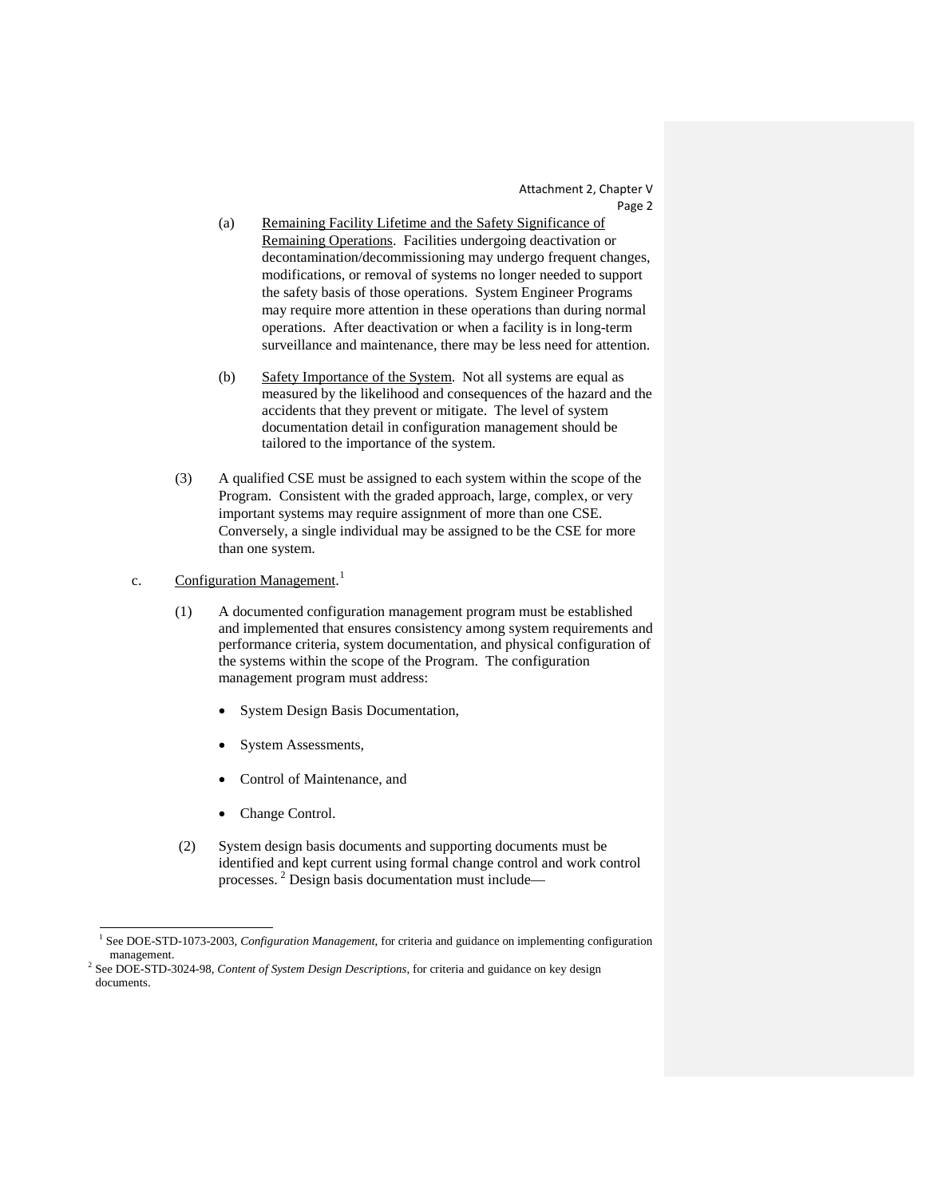(a) Remaining Facility Lifetime and the Safety Significance of Remaining Operations. Facilities undergoing deactivation or decontamination/decommissioning may undergo frequent changes, modifications, or removal of systems no longer needed to support the safety basis of those operations. System Engineer Programs may require more attention in these operations than during normal operations. After deactivation or when a facility is in long-term surveillance and maintenance, there may be less need for attention.

(b) Safety Importance of the System. Not all systems are equal as measured by the likelihood and consequences of the hazard and the accidents that they prevent or mitigate. The level of system documentation detail in configuration management should be tailored to the importance of the system.

(3) A qualified CSE must be assigned to each system within the scope of the Program. Consistent with the graded approach, large, complex, or very important systems may require assignment of more than one CSE. Conversely, a single individual may be assigned to be the CSE for more than one system.

c. Configuration Management.[1]

(1) A documented configuration management program must be established and implemented that ensures consistency among system requirements and performance criteria, system documentation, and physical configuration of the systems within the scope of the Program. The configuration management program must address:

- System Design Basis Documentation,
- System Assessments,
- Control of Maintenance, and
- Change Control.

(2) System design basis documents and supporting documents must be identified and kept current using formal change control and work control processes. [2] Design basis documentation must include—

---

[1] See DOE-STD-1073-2003, *Configuration Management*, for criteria and guidance on implementing configuration management.

[2] See DOE-STD-3024-98, *Content of System Design Descriptions*, for criteria and guidance on key design documents.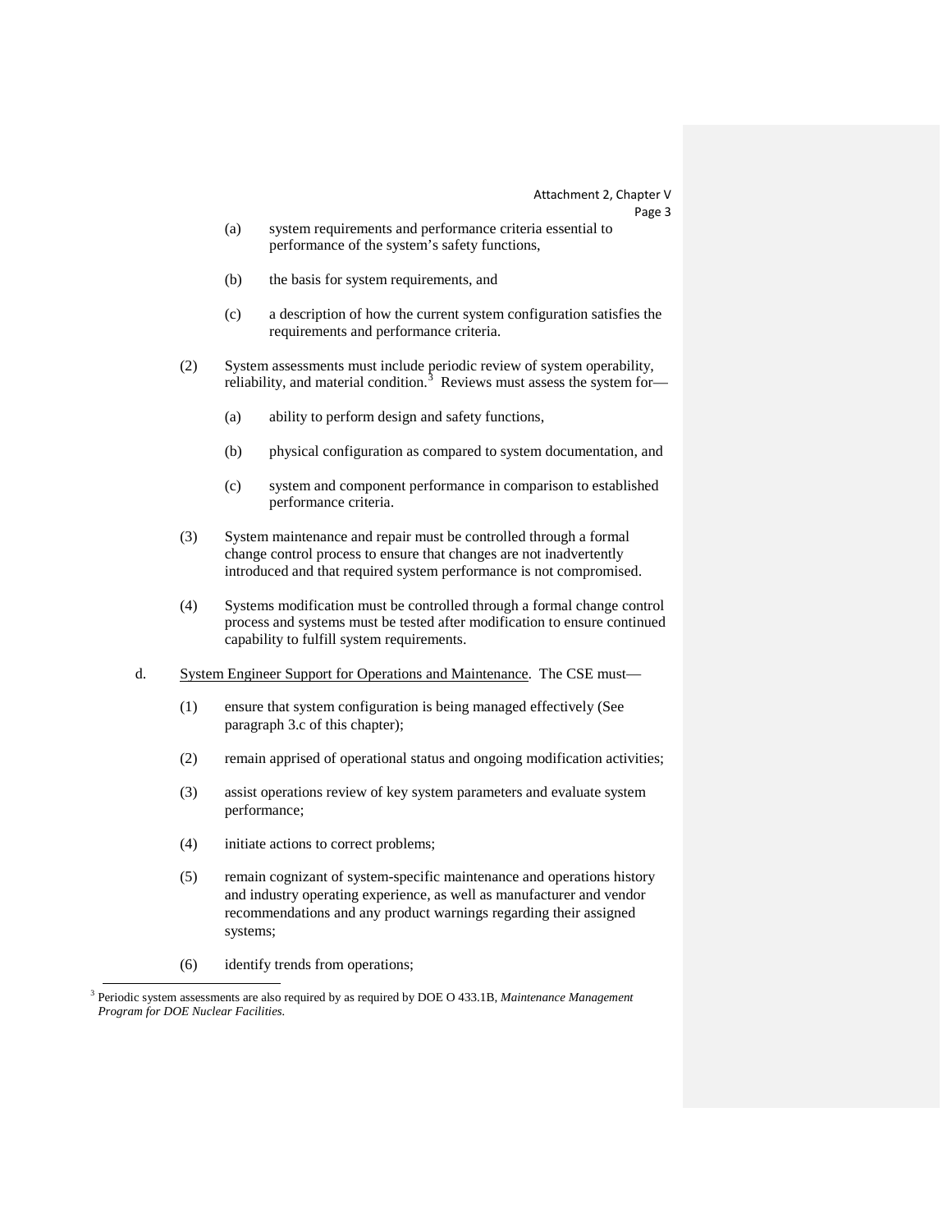(a) system requirements and performance criteria essential to performance of the system's safety functions,

(b) the basis for system requirements, and

(c) a description of how the current system configuration satisfies the requirements and performance criteria.

(2) System assessments must include periodic review of system operability, reliability, and material condition.[3] Reviews must assess the system for—

(a) ability to perform design and safety functions,

(b) physical configuration as compared to system documentation, and

(c) system and component performance in comparison to established performance criteria.

(3) System maintenance and repair must be controlled through a formal change control process to ensure that changes are not inadvertently introduced and that required system performance is not compromised.

(4) Systems modification must be controlled through a formal change control process and systems must be tested after modification to ensure continued capability to fulfill system requirements.

d. System Engineer Support for Operations and Maintenance. The CSE must—

(1) ensure that system configuration is being managed effectively (See paragraph 3.c of this chapter);

(2) remain apprised of operational status and ongoing modification activities;

(3) assist operations review of key system parameters and evaluate system performance;

(4) initiate actions to correct problems;

(5) remain cognizant of system-specific maintenance and operations history and industry operating experience, as well as manufacturer and vendor recommendations and any product warnings regarding their assigned systems;

(6) identify trends from operations;

---

[3] Periodic system assessments are also required by as required by DOE O 433.1B, *Maintenance Management Program for DOE Nuclear Facilities.*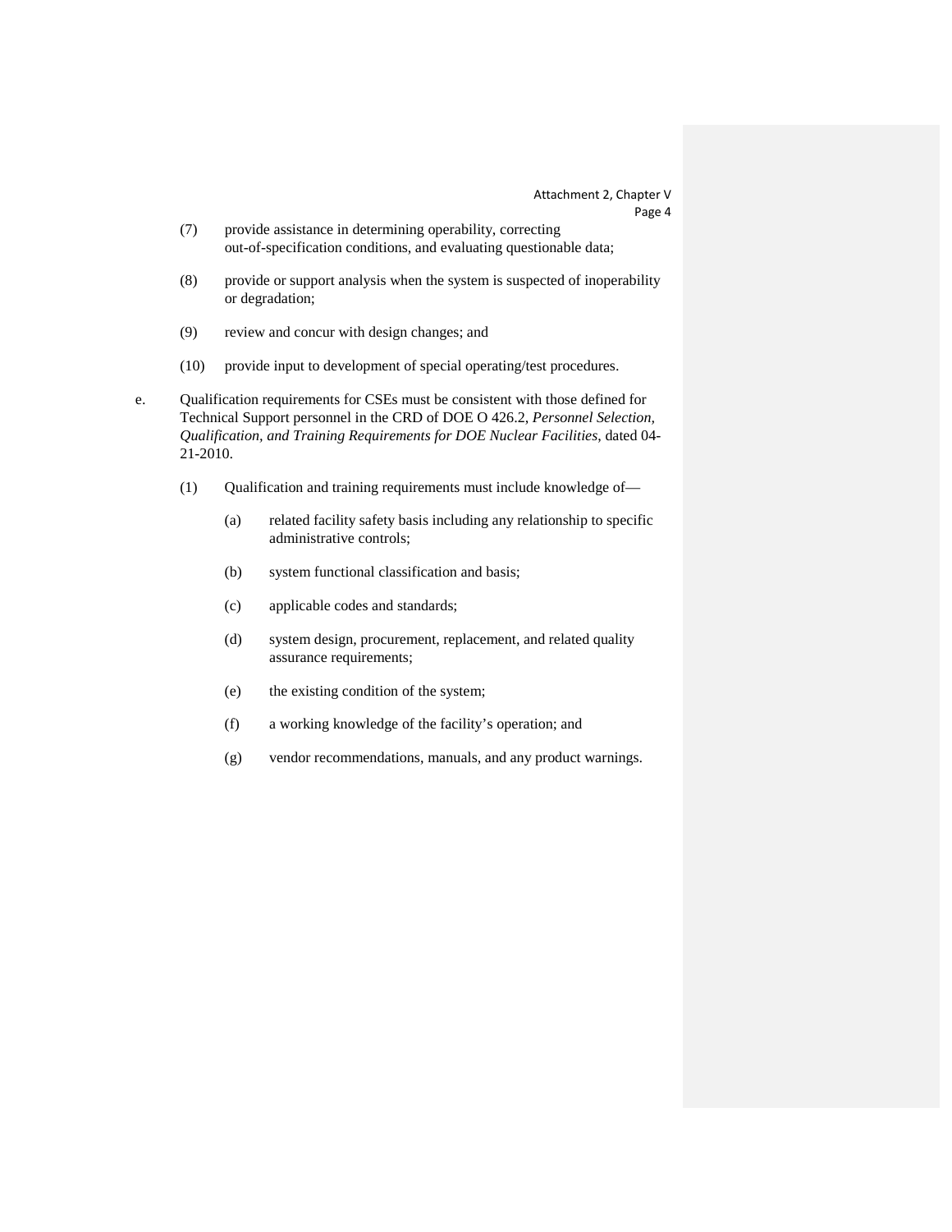(7) provide assistance in determining operability, correcting out-of-specification conditions, and evaluating questionable data;

(8) provide or support analysis when the system is suspected of inoperability or degradation;

(9) review and concur with design changes; and

(10) provide input to development of special operating/test procedures.

e. Qualification requirements for CSEs must be consistent with those defined for Technical Support personnel in the CRD of DOE O 426.2, *Personnel Selection, Qualification, and Training Requirements for DOE Nuclear Facilities*, dated 04-21-2010.

  (1) Qualification and training requirements must include knowledge of—

    (a) related facility safety basis including any relationship to specific administrative controls;

    (b) system functional classification and basis;

    (c) applicable codes and standards;

    (d) system design, procurement, replacement, and related quality assurance requirements;

    (e) the existing condition of the system;

    (f) a working knowledge of the facility's operation; and

    (g) vendor recommendations, manuals, and any product warnings.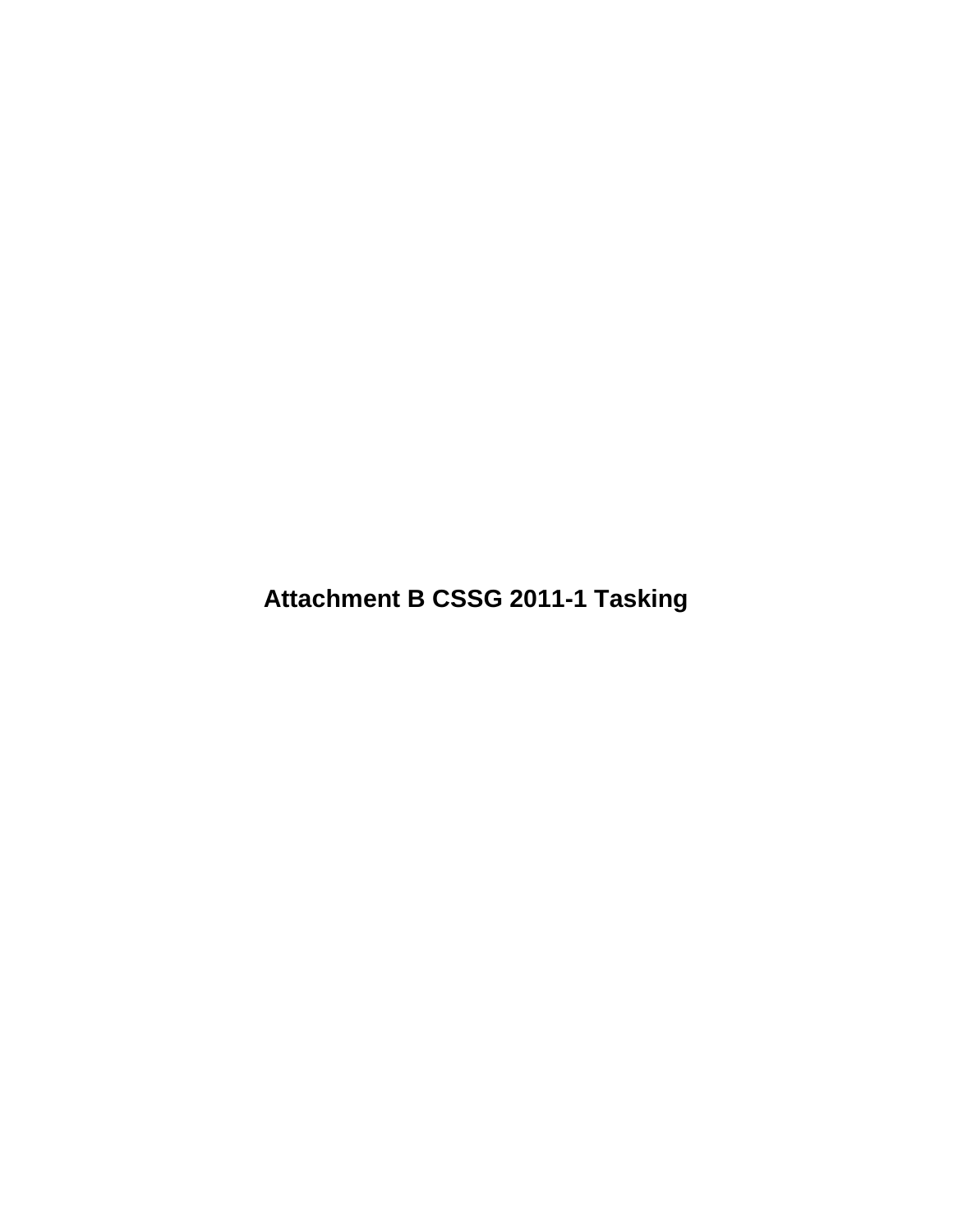# Attachment B CSSG 2011-1 Tasking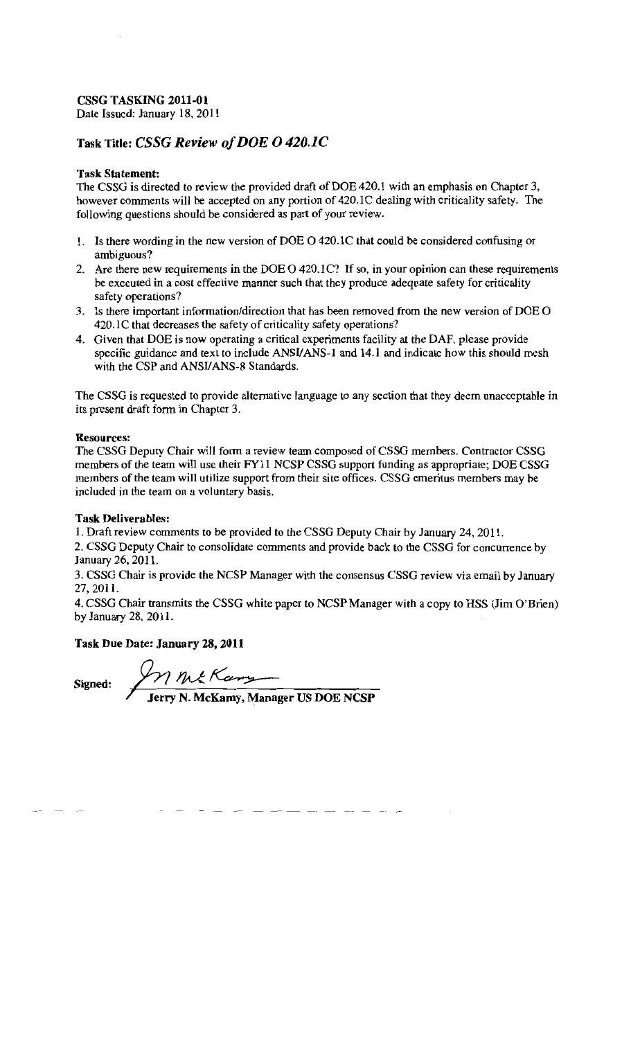**CSSG TASKING 2011-01**
Date Issued: January 18, 2011

## Task Title: *CSSG Review of DOE O 420.1C*

**Task Statement:**
The CSSG is directed to review the provided draft of DOE 420.1 with an emphasis on Chapter 3, however comments will be accepted on any portion of 420.1C dealing with criticality safety. The following questions should be considered as part of your review.

1. Is there wording in the new version of DOE O 420.1C that could be considered confusing or ambiguous?
2. Are there new requirements in the DOE O 420.1C? If so, in your opinion can these requirements be executed in a cost effective manner such that they produce adequate safety for criticality safety operations?
3. Is there important information/direction that has been removed from the new version of DOE O 420.1C that decreases the safety of criticality safety operations?
4. Given that DOE is now operating a critical experiments facility at the DAF, please provide specific guidance and text to include ANSI/ANS-1 and 14.1 and indicate how this should mesh with the CSP and ANSI/ANS-8 Standards.

The CSSG is requested to provide alternative language to any section that they deem unacceptable in its present draft form in Chapter 3.

**Resources:**
The CSSG Deputy Chair will form a review team composed of CSSG members. Contractor CSSG members of the team will use their FY11 NCSP CSSG support funding as appropriate; DOE CSSG members of the team will utilize support from their site offices. CSSG emeritus members may be included in the team on a voluntary basis.

**Task Deliverables:**
1. Draft review comments to be provided to the CSSG Deputy Chair by January 24, 2011.
2. CSSG Deputy Chair to consolidate comments and provide back to the CSSG for concurrence by January 26, 2011.
3. CSSG Chair is provide the NCSP Manager with the consensus CSSG review via email by January 27, 2011.
4. CSSG Chair transmits the CSSG white paper to NCSP Manager with a copy to HSS (Jim O'Brien) by January 28, 2011.

**Task Due Date: January 28, 2011**

**Signed:** *J N McKamy*
**Jerry N. McKamy, Manager US DOE NCSP**